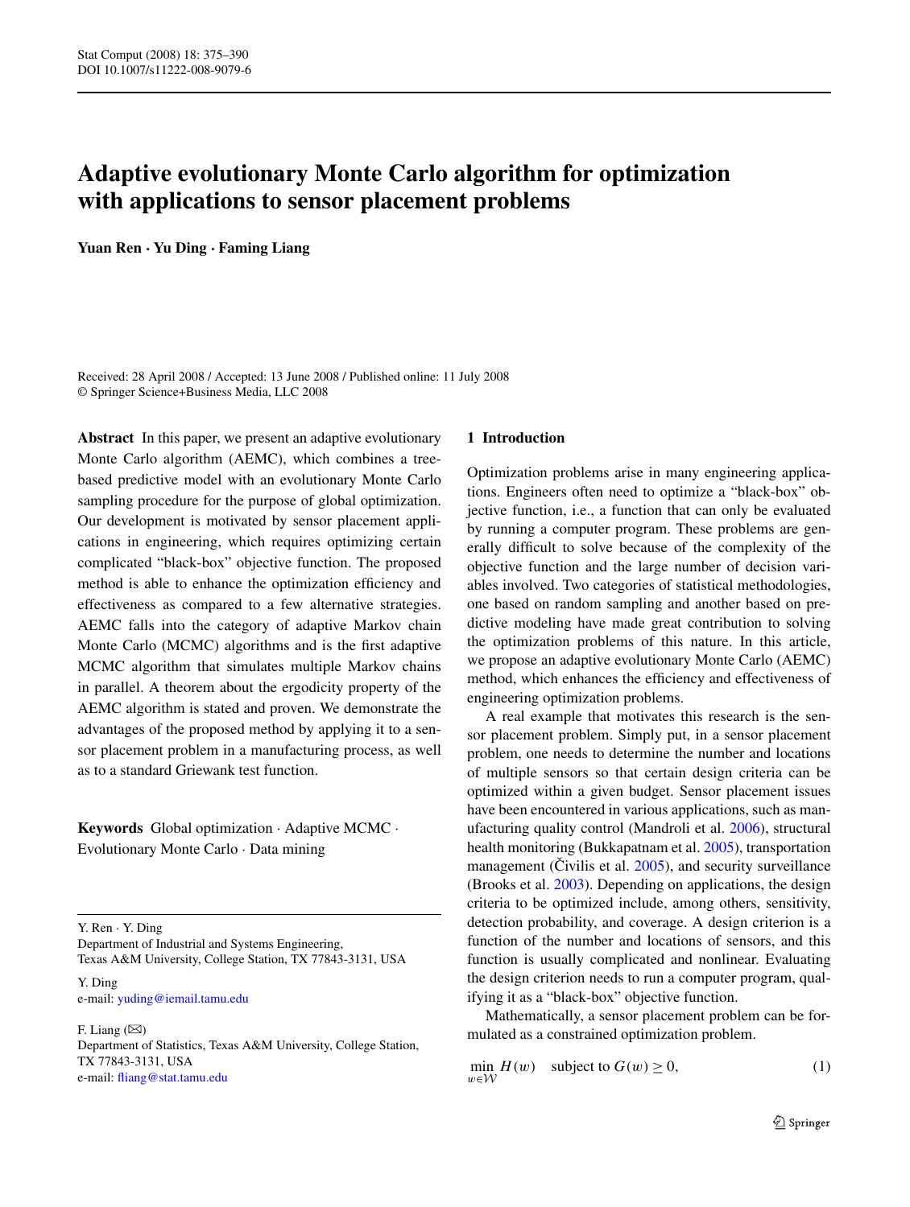# Adaptive evolutionary Monte Carlo algorithm for optimization with applications to sensor placement problems

**Yuan Ren · Yu Ding · Faming Liang**

Received: 28 April 2008 / Accepted: 13 June 2008 / Published online: 11 July 2008
© Springer Science+Business Media, LLC 2008

**Abstract** In this paper, we present an adaptive evolutionary Monte Carlo algorithm (AEMC), which combines a tree-based predictive model with an evolutionary Monte Carlo sampling procedure for the purpose of global optimization. Our development is motivated by sensor placement applications in engineering, which requires optimizing certain complicated "black-box" objective function. The proposed method is able to enhance the optimization efficiency and effectiveness as compared to a few alternative strategies. AEMC falls into the category of adaptive Markov chain Monte Carlo (MCMC) algorithms and is the first adaptive MCMC algorithm that simulates multiple Markov chains in parallel. A theorem about the ergodicity property of the AEMC algorithm is stated and proven. We demonstrate the advantages of the proposed method by applying it to a sensor placement problem in a manufacturing process, as well as to a standard Griewank test function.

**Keywords** Global optimization · Adaptive MCMC · Evolutionary Monte Carlo · Data mining

Y. Ren · Y. Ding
Department of Industrial and Systems Engineering, Texas A&M University, College Station, TX 77843-3131, USA

Y. Ding
e-mail: yuding@iemail.tamu.edu

F. Liang (✉)
Department of Statistics, Texas A&M University, College Station, TX 77843-3131, USA
e-mail: fliang@stat.tamu.edu

## 1 Introduction

Optimization problems arise in many engineering applications. Engineers often need to optimize a "black-box" objective function, i.e., a function that can only be evaluated by running a computer program. These problems are generally difficult to solve because of the complexity of the objective function and the large number of decision variables involved. Two categories of statistical methodologies, one based on random sampling and another based on predictive modeling have made great contribution to solving the optimization problems of this nature. In this article, we propose an adaptive evolutionary Monte Carlo (AEMC) method, which enhances the efficiency and effectiveness of engineering optimization problems.

A real example that motivates this research is the sensor placement problem. Simply put, in a sensor placement problem, one needs to determine the number and locations of multiple sensors so that certain design criteria can be optimized within a given budget. Sensor placement issues have been encountered in various applications, such as manufacturing quality control (Mandroli et al. 2006), structural health monitoring (Bukkapatnam et al. 2005), transportation management (Čivilis et al. 2005), and security surveillance (Brooks et al. 2003). Depending on applications, the design criteria to be optimized include, among others, sensitivity, detection probability, and coverage. A design criterion is a function of the number and locations of sensors, and this function is usually complicated and nonlinear. Evaluating the design criterion needs to run a computer program, qualifying it as a "black-box" objective function.

Mathematically, a sensor placement problem can be formulated as a constrained optimization problem.

$$\min_{w \in \mathcal{W}} H(w) \quad \text{subject to } G(w) \geq 0, \tag{1}$$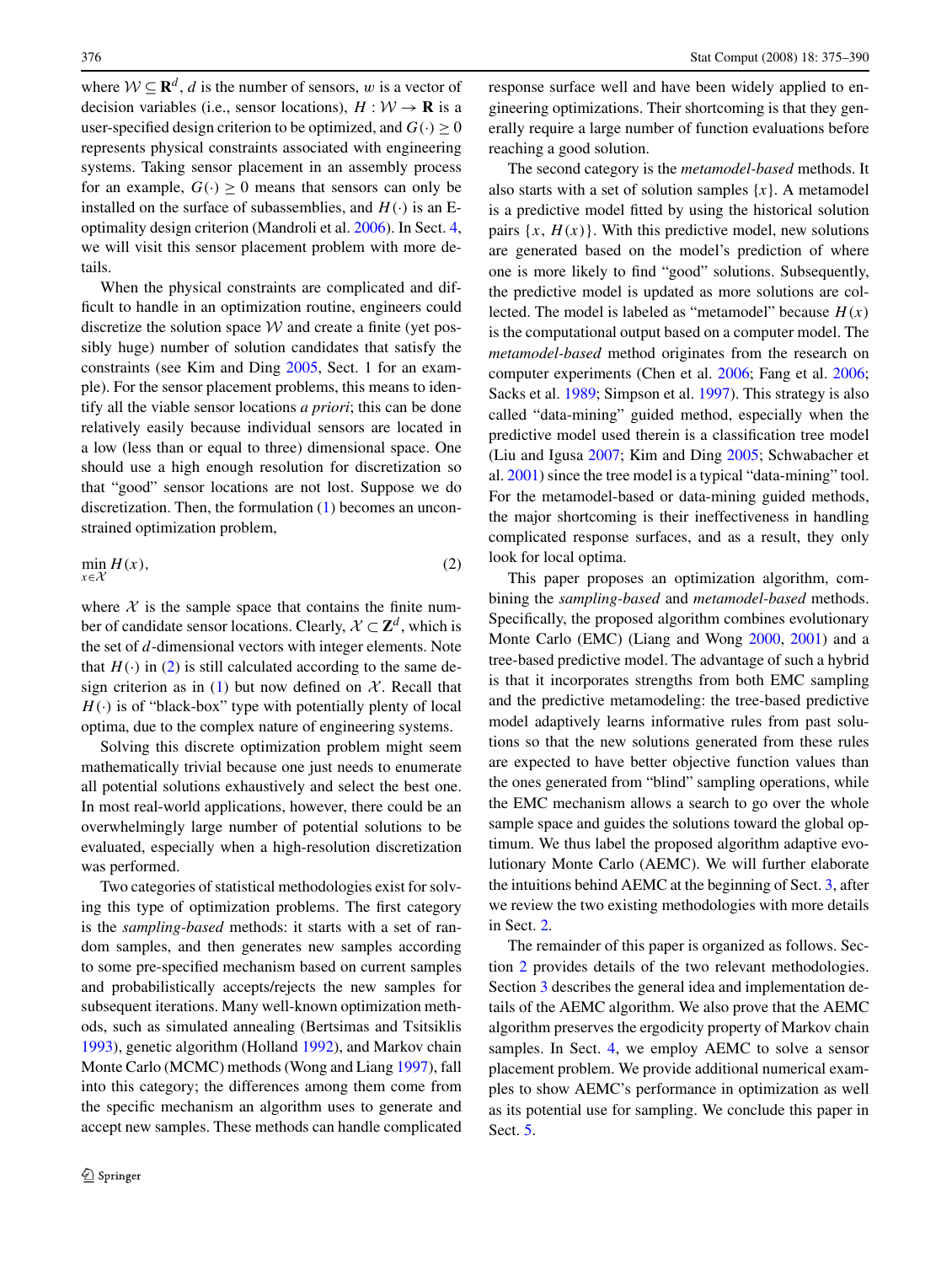where $\mathcal{W} \subseteq \mathbf{R}^d$, $d$ is the number of sensors, $w$ is a vector of decision variables (i.e., sensor locations), $H : \mathcal{W} \rightarrow \mathbf{R}$ is a user-specified design criterion to be optimized, and $G(\cdot) \geq 0$ represents physical constraints associated with engineering systems. Taking sensor placement in an assembly process for an example, $G(\cdot) \geq 0$ means that sensors can only be installed on the surface of subassemblies, and $H(\cdot)$ is an E-optimality design criterion (Mandroli et al. 2006). In Sect. 4, we will visit this sensor placement problem with more details.

When the physical constraints are complicated and difficult to handle in an optimization routine, engineers could discretize the solution space $\mathcal{W}$ and create a finite (yet possibly huge) number of solution candidates that satisfy the constraints (see Kim and Ding 2005, Sect. 1 for an example). For the sensor placement problems, this means to identify all the viable sensor locations *a priori*; this can be done relatively easily because individual sensors are located in a low (less than or equal to three) dimensional space. One should use a high enough resolution for discretization so that "good" sensor locations are not lost. Suppose we do discretization. Then, the formulation (1) becomes an unconstrained optimization problem,

$$\min_{x \in \mathcal{X}} H(x), \tag{2}$$

where $\mathcal{X}$ is the sample space that contains the finite number of candidate sensor locations. Clearly, $\mathcal{X} \subset \mathbf{Z}^d$, which is the set of $d$-dimensional vectors with integer elements. Note that $H(\cdot)$ in (2) is still calculated according to the same design criterion as in (1) but now defined on $\mathcal{X}$. Recall that $H(\cdot)$ is of "black-box" type with potentially plenty of local optima, due to the complex nature of engineering systems.

Solving this discrete optimization problem might seem mathematically trivial because one just needs to enumerate all potential solutions exhaustively and select the best one. In most real-world applications, however, there could be an overwhelmingly large number of potential solutions to be evaluated, especially when a high-resolution discretization was performed.

Two categories of statistical methodologies exist for solving this type of optimization problems. The first category is the *sampling-based* methods: it starts with a set of random samples, and then generates new samples according to some pre-specified mechanism based on current samples and probabilistically accepts/rejects the new samples for subsequent iterations. Many well-known optimization methods, such as simulated annealing (Bertsimas and Tsitsiklis 1993), genetic algorithm (Holland 1992), and Markov chain Monte Carlo (MCMC) methods (Wong and Liang 1997), fall into this category; the differences among them come from the specific mechanism an algorithm uses to generate and accept new samples. These methods can handle complicated response surface well and have been widely applied to engineering optimizations. Their shortcoming is that they generally require a large number of function evaluations before reaching a good solution.

The second category is the *metamodel-based* methods. It also starts with a set of solution samples $\{x\}$. A metamodel is a predictive model fitted by using the historical solution pairs $\{x, H(x)\}$. With this predictive model, new solutions are generated based on the model's prediction of where one is more likely to find "good" solutions. Subsequently, the predictive model is updated as more solutions are collected. The model is labeled as "metamodel" because $H(x)$ is the computational output based on a computer model. The *metamodel-based* method originates from the research on computer experiments (Chen et al. 2006; Fang et al. 2006; Sacks et al. 1989; Simpson et al. 1997). This strategy is also called "data-mining" guided method, especially when the predictive model used therein is a classification tree model (Liu and Igusa 2007; Kim and Ding 2005; Schwabacher et al. 2001) since the tree model is a typical "data-mining" tool. For the metamodel-based or data-mining guided methods, the major shortcoming is their ineffectiveness in handling complicated response surfaces, and as a result, they only look for local optima.

This paper proposes an optimization algorithm, combining the *sampling-based* and *metamodel-based* methods. Specifically, the proposed algorithm combines evolutionary Monte Carlo (EMC) (Liang and Wong 2000, 2001) and a tree-based predictive model. The advantage of such a hybrid is that it incorporates strengths from both EMC sampling and the predictive metamodeling: the tree-based predictive model adaptively learns informative rules from past solutions so that the new solutions generated from these rules are expected to have better objective function values than the ones generated from "blind" sampling operations, while the EMC mechanism allows a search to go over the whole sample space and guides the solutions toward the global optimum. We thus label the proposed algorithm adaptive evolutionary Monte Carlo (AEMC). We will further elaborate the intuitions behind AEMC at the beginning of Sect. 3, after we review the two existing methodologies with more details in Sect. 2.

The remainder of this paper is organized as follows. Section 2 provides details of the two relevant methodologies. Section 3 describes the general idea and implementation details of the AEMC algorithm. We also prove that the AEMC algorithm preserves the ergodicity property of Markov chain samples. In Sect. 4, we employ AEMC to solve a sensor placement problem. We provide additional numerical examples to show AEMC's performance in optimization as well as its potential use for sampling. We conclude this paper in Sect. 5.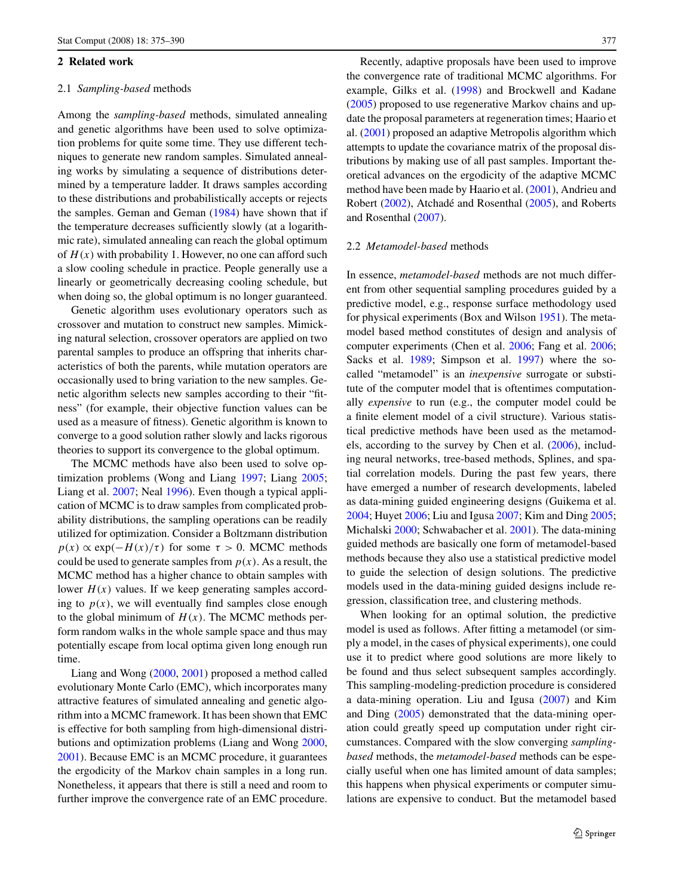## 2 Related work

### 2.1 *Sampling-based* methods

Among the *sampling-based* methods, simulated annealing and genetic algorithms have been used to solve optimization problems for quite some time. They use different techniques to generate new random samples. Simulated annealing works by simulating a sequence of distributions determined by a temperature ladder. It draws samples according to these distributions and probabilistically accepts or rejects the samples. Geman and Geman (1984) have shown that if the temperature decreases sufficiently slowly (at a logarithmic rate), simulated annealing can reach the global optimum of $H(x)$ with probability 1. However, no one can afford such a slow cooling schedule in practice. People generally use a linearly or geometrically decreasing cooling schedule, but when doing so, the global optimum is no longer guaranteed.

Genetic algorithm uses evolutionary operators such as crossover and mutation to construct new samples. Mimicking natural selection, crossover operators are applied on two parental samples to produce an offspring that inherits characteristics of both the parents, while mutation operators are occasionally used to bring variation to the new samples. Genetic algorithm selects new samples according to their "fitness" (for example, their objective function values can be used as a measure of fitness). Genetic algorithm is known to converge to a good solution rather slowly and lacks rigorous theories to support its convergence to the global optimum.

The MCMC methods have also been used to solve optimization problems (Wong and Liang 1997; Liang 2005; Liang et al. 2007; Neal 1996). Even though a typical application of MCMC is to draw samples from complicated probability distributions, the sampling operations can be readily utilized for optimization. Consider a Boltzmann distribution $p(x) \propto \exp(-H(x)/\tau)$ for some $\tau > 0$. MCMC methods could be used to generate samples from $p(x)$. As a result, the MCMC method has a higher chance to obtain samples with lower $H(x)$ values. If we keep generating samples according to $p(x)$, we will eventually find samples close enough to the global minimum of $H(x)$. The MCMC methods perform random walks in the whole sample space and thus may potentially escape from local optima given long enough run time.

Liang and Wong (2000, 2001) proposed a method called evolutionary Monte Carlo (EMC), which incorporates many attractive features of simulated annealing and genetic algorithm into a MCMC framework. It has been shown that EMC is effective for both sampling from high-dimensional distributions and optimization problems (Liang and Wong 2000, 2001). Because EMC is an MCMC procedure, it guarantees the ergodicity of the Markov chain samples in a long run. Nonetheless, it appears that there is still a need and room to further improve the convergence rate of an EMC procedure.

Recently, adaptive proposals have been used to improve the convergence rate of traditional MCMC algorithms. For example, Gilks et al. (1998) and Brockwell and Kadane (2005) proposed to use regenerative Markov chains and update the proposal parameters at regeneration times; Haario et al. (2001) proposed an adaptive Metropolis algorithm which attempts to update the covariance matrix of the proposal distributions by making use of all past samples. Important theoretical advances on the ergodicity of the adaptive MCMC method have been made by Haario et al. (2001), Andrieu and Robert (2002), Atchadé and Rosenthal (2005), and Roberts and Rosenthal (2007).

### 2.2 *Metamodel-based* methods

In essence, *metamodel-based* methods are not much different from other sequential sampling procedures guided by a predictive model, e.g., response surface methodology used for physical experiments (Box and Wilson 1951). The metamodel based method constitutes of design and analysis of computer experiments (Chen et al. 2006; Fang et al. 2006; Sacks et al. 1989; Simpson et al. 1997) where the so-called "metamodel" is an *inexpensive* surrogate or substitute of the computer model that is oftentimes computationally *expensive* to run (e.g., the computer model could be a finite element model of a civil structure). Various statistical predictive methods have been used as the metamodels, according to the survey by Chen et al. (2006), including neural networks, tree-based methods, Splines, and spatial correlation models. During the past few years, there have emerged a number of research developments, labeled as data-mining guided engineering designs (Guikema et al. 2004; Huyet 2006; Liu and Igusa 2007; Kim and Ding 2005; Michalski 2000; Schwabacher et al. 2001). The data-mining guided methods are basically one form of metamodel-based methods because they also use a statistical predictive model to guide the selection of design solutions. The predictive models used in the data-mining guided designs include regression, classification tree, and clustering methods.

When looking for an optimal solution, the predictive model is used as follows. After fitting a metamodel (or simply a model, in the cases of physical experiments), one could use it to predict where good solutions are more likely to be found and thus select subsequent samples accordingly. This sampling-modeling-prediction procedure is considered a data-mining operation. Liu and Igusa (2007) and Kim and Ding (2005) demonstrated that the data-mining operation could greatly speed up computation under right circumstances. Compared with the slow converging *sampling-based* methods, the *metamodel-based* methods can be especially useful when one has limited amount of data samples; this happens when physical experiments or computer simulations are expensive to conduct. But the metamodel based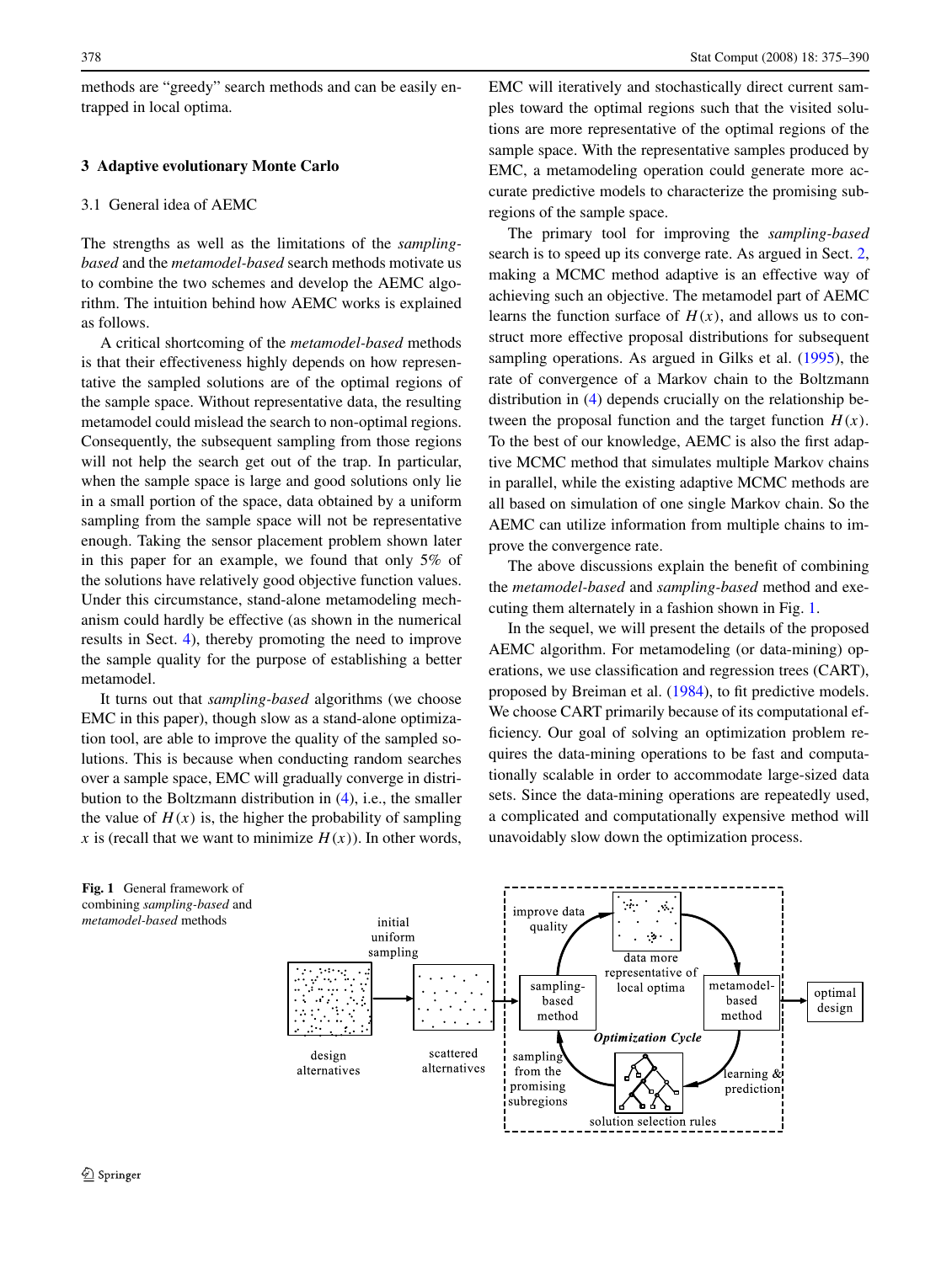methods are "greedy" search methods and can be easily entrapped in local optima.

## 3 Adaptive evolutionary Monte Carlo

### 3.1 General idea of AEMC

The strengths as well as the limitations of the *sampling-based* and the *metamodel-based* search methods motivate us to combine the two schemes and develop the AEMC algorithm. The intuition behind how AEMC works is explained as follows.

A critical shortcoming of the *metamodel-based* methods is that their effectiveness highly depends on how representative the sampled solutions are of the optimal regions of the sample space. Without representative data, the resulting metamodel could mislead the search to non-optimal regions. Consequently, the subsequent sampling from those regions will not help the search get out of the trap. In particular, when the sample space is large and good solutions only lie in a small portion of the space, data obtained by a uniform sampling from the sample space will not be representative enough. Taking the sensor placement problem shown later in this paper for an example, we found that only 5% of the solutions have relatively good objective function values. Under this circumstance, stand-alone metamodeling mechanism could hardly be effective (as shown in the numerical results in Sect. 4), thereby promoting the need to improve the sample quality for the purpose of establishing a better metamodel.

It turns out that *sampling-based* algorithms (we choose EMC in this paper), though slow as a stand-alone optimization tool, are able to improve the quality of the sampled solutions. This is because when conducting random searches over a sample space, EMC will gradually converge in distribution to the Boltzmann distribution in (4), i.e., the smaller the value of $H(x)$ is, the higher the probability of sampling $x$ is (recall that we want to minimize $H(x)$). In other words, EMC will iteratively and stochastically direct current samples toward the optimal regions such that the visited solutions are more representative of the optimal regions of the sample space. With the representative samples produced by EMC, a metamodeling operation could generate more accurate predictive models to characterize the promising subregions of the sample space.

The primary tool for improving the *sampling-based* search is to speed up its converge rate. As argued in Sect. 2, making a MCMC method adaptive is an effective way of achieving such an objective. The metamodel part of AEMC learns the function surface of $H(x)$, and allows us to construct more effective proposal distributions for subsequent sampling operations. As argued in Gilks et al. (1995), the rate of convergence of a Markov chain to the Boltzmann distribution in (4) depends crucially on the relationship between the proposal function and the target function $H(x)$. To the best of our knowledge, AEMC is also the first adaptive MCMC method that simulates multiple Markov chains in parallel, while the existing adaptive MCMC methods are all based on simulation of one single Markov chain. So the AEMC can utilize information from multiple chains to improve the convergence rate.

The above discussions explain the benefit of combining the *metamodel-based* and *sampling-based* method and executing them alternately in a fashion shown in Fig. 1.

In the sequel, we will present the details of the proposed AEMC algorithm. For metamodeling (or data-mining) operations, we use classification and regression trees (CART), proposed by Breiman et al. (1984), to fit predictive models. We choose CART primarily because of its computational efficiency. Our goal of solving an optimization problem requires the data-mining operations to be fast and computationally scalable in order to accommodate large-sized data sets. Since the data-mining operations are repeatedly used, a complicated and computationally expensive method will unavoidably slow down the optimization process.

**Fig. 1** General framework of combining *sampling-based* and *metamodel-based* methods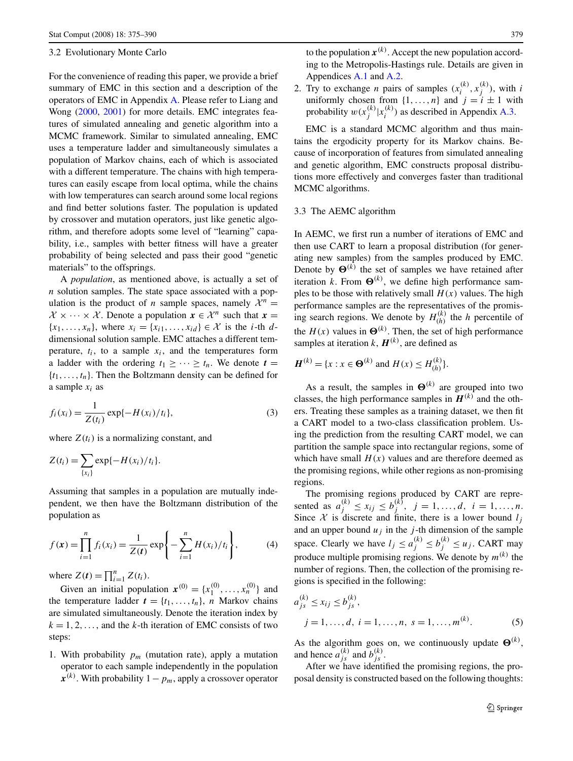### 3.2 Evolutionary Monte Carlo

For the convenience of reading this paper, we provide a brief summary of EMC in this section and a description of the operators of EMC in Appendix A. Please refer to Liang and Wong (2000, 2001) for more details. EMC integrates features of simulated annealing and genetic algorithm into a MCMC framework. Similar to simulated annealing, EMC uses a temperature ladder and simultaneously simulates a population of Markov chains, each of which is associated with a different temperature. The chains with high temperatures can easily escape from local optima, while the chains with low temperatures can search around some local regions and find better solutions faster. The population is updated by crossover and mutation operators, just like genetic algorithm, and therefore adopts some level of "learning" capability, i.e., samples with better fitness will have a greater probability of being selected and pass their good "genetic materials" to the offsprings.

A *population*, as mentioned above, is actually a set of $n$ solution samples. The state space associated with a population is the product of $n$ sample spaces, namely $\mathcal{X}^n = \mathcal{X} \times \cdots \times \mathcal{X}$. Denote a population $\boldsymbol{x} \in \mathcal{X}^n$ such that $\boldsymbol{x} = \{x_1, \ldots, x_n\}$, where $x_i = \{x_{i1}, \ldots, x_{id}\} \in \mathcal{X}$ is the $i$-th $d$-dimensional solution sample. EMC attaches a different temperature, $t_i$, to a sample $x_i$, and the temperatures form a ladder with the ordering $t_1 \geq \cdots \geq t_n$. We denote $\boldsymbol{t} = \{t_1, \ldots, t_n\}$. Then the Boltzmann density can be defined for a sample $x_i$ as

$$f_i(x_i) = \frac{1}{Z(t_i)} \exp\{-H(x_i)/t_i\}, \tag{3}$$

where $Z(t_i)$ is a normalizing constant, and

$$Z(t_i) = \sum_{\{x_i\}} \exp\{-H(x_i)/t_i\}.$$

Assuming that samples in a population are mutually independent, we then have the Boltzmann distribution of the population as

$$f(\boldsymbol{x}) = \prod_{i=1}^{n} f_i(x_i) = \frac{1}{Z(\boldsymbol{t})} \exp\left\{-\sum_{i=1}^{n} H(x_i)/t_i\right\}, \tag{4}$$

where $Z(\boldsymbol{t}) = \prod_{i=1}^{n} Z(t_i)$.

Given an initial population $\boldsymbol{x}^{(0)} = \{x_1^{(0)}, \ldots, x_n^{(0)}\}$ and the temperature ladder $\boldsymbol{t} = \{t_1, \ldots, t_n\}$, $n$ Markov chains are simulated simultaneously. Denote the iteration index by $k = 1, 2, \ldots$, and the $k$-th iteration of EMC consists of two steps:

1. With probability $p_m$ (mutation rate), apply a mutation operator to each sample independently in the population $\boldsymbol{x}^{(k)}$. With probability $1 - p_m$, apply a crossover operator to the population $\boldsymbol{x}^{(k)}$. Accept the new population according to the Metropolis-Hastings rule. Details are given in Appendices A.1 and A.2.
2. Try to exchange $n$ pairs of samples $(x_i^{(k)}, x_j^{(k)})$, with $i$ uniformly chosen from $\{1, \ldots, n\}$ and $j = i \pm 1$ with probability $w(x_j^{(k)} | x_i^{(k)})$ as described in Appendix A.3.

EMC is a standard MCMC algorithm and thus maintains the ergodicity property for its Markov chains. Because of incorporation of features from simulated annealing and genetic algorithm, EMC constructs proposal distributions more effectively and converges faster than traditional MCMC algorithms.

### 3.3 The AEMC algorithm

In AEMC, we first run a number of iterations of EMC and then use CART to learn a proposal distribution (for generating new samples) from the samples produced by EMC. Denote by $\boldsymbol{\Theta}^{(k)}$ the set of samples we have retained after iteration $k$. From $\boldsymbol{\Theta}^{(k)}$, we define high performance samples to be those with relatively small $H(x)$ values. The high performance samples are the representatives of the promising search regions. We denote by $H_{(h)}^{(k)}$ the $h$ percentile of the $H(x)$ values in $\boldsymbol{\Theta}^{(k)}$. Then, the set of high performance samples at iteration $k$, $\boldsymbol{H}^{(k)}$, are defined as

$$\boldsymbol{H}^{(k)} = \{x : x \in \boldsymbol{\Theta}^{(k)} \text{ and } H(x) \leq H_{(h)}^{(k)}\}.$$

As a result, the samples in $\boldsymbol{\Theta}^{(k)}$ are grouped into two classes, the high performance samples in $\boldsymbol{H}^{(k)}$ and the others. Treating these samples as a training dataset, we then fit a CART model to a two-class classification problem. Using the prediction from the resulting CART model, we can partition the sample space into rectangular regions, some of which have small $H(x)$ values and are therefore deemed as the promising regions, while other regions as non-promising regions.

The promising regions produced by CART are represented as $a_j^{(k)} \leq x_{ij} \leq b_j^{(k)}$, $j = 1, \ldots, d$, $i = 1, \ldots, n$. Since $\mathcal{X}$ is discrete and finite, there is a lower bound $l_j$ and an upper bound $u_j$ in the $j$-th dimension of the sample space. Clearly we have $l_j \leq a_j^{(k)} \leq b_j^{(k)} \leq u_j$. CART may produce multiple promising regions. We denote by $m^{(k)}$ the number of regions. Then, the collection of the promising regions is specified in the following:

$$a_{js}^{(k)} \leq x_{ij} \leq b_{js}^{(k)}, \quad j = 1, \ldots, d, \; i = 1, \ldots, n, \; s = 1, \ldots, m^{(k)}. \tag{5}$$

As the algorithm goes on, we continuously update $\boldsymbol{\Theta}^{(k)}$, and hence $a_{js}^{(k)}$ and $b_{js}^{(k)}$.

After we have identified the promising regions, the proposal density is constructed based on the following thoughts: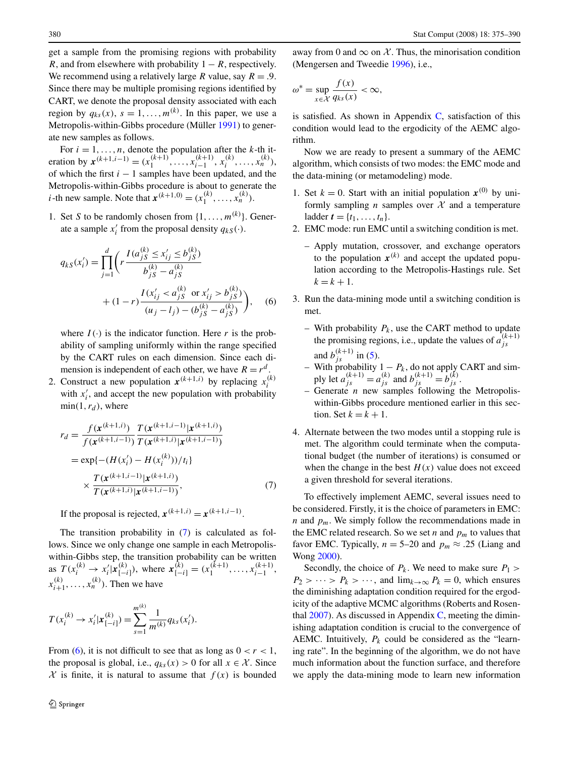get a sample from the promising regions with probability $R$, and from elsewhere with probability $1 - R$, respectively. We recommend using a relatively large $R$ value, say $R = .9$. Since there may be multiple promising regions identified by CART, we denote the proposal density associated with each region by $q_{ks}(x)$, $s = 1, \ldots, m^{(k)}$. In this paper, we use a Metropolis-within-Gibbs procedure (Müller 1991) to generate new samples as follows.

For $i = 1, \ldots, n$, denote the population after the $k$-th iteration by $\boldsymbol{x}^{(k+1,i-1)} = (x_1^{(k+1)}, \ldots, x_{i-1}^{(k+1)}, x_i^{(k)}, \ldots, x_n^{(k)})$, of which the first $i-1$ samples have been updated, and the Metropolis-within-Gibbs procedure is about to generate the $i$-th new sample. Note that $\boldsymbol{x}^{(k+1,0)} = (x_1^{(k)}, \ldots, x_n^{(k)})$.

1. Set $S$ to be randomly chosen from $\{1, \ldots, m^{(k)}\}$. Generate a sample $x_i'$ from the proposal density $q_{kS}(\cdot)$.

$$q_{kS}(x_i') = \prod_{j=1}^{d} \left( r \frac{I(a_{jS}^{(k)} \le x_{ij}' \le b_{jS}^{(k)})}{b_{jS}^{(k)} - a_{jS}^{(k)}} + (1-r) \frac{I(x_{ij}' < a_{jS}^{(k)} \text{ or } x_{ij}' > b_{jS}^{(k)})}{(u_j - l_j) - (b_{jS}^{(k)} - a_{jS}^{(k)})} \right), \quad (6)$$

where $I(\cdot)$ is the indicator function. Here $r$ is the probability of sampling uniformly within the range specified by the CART rules on each dimension. Since each dimension is independent of each other, we have $R = r^d$.

2. Construct a new population $\boldsymbol{x}^{(k+1,i)}$ by replacing $x_i^{(k)}$ with $x_i'$, and accept the new population with probability $\min(1, r_d)$, where

$$\begin{aligned} r_d &= \frac{f(\boldsymbol{x}^{(k+1,i)})}{f(\boldsymbol{x}^{(k+1,i-1)})} \frac{T(\boldsymbol{x}^{(k+1,i-1)} | \boldsymbol{x}^{(k+1,i)})}{T(\boldsymbol{x}^{(k+1,i)} | \boldsymbol{x}^{(k+1,i-1)})} \\ &= \exp\{-(H(x_i') - H(x_i^{(k)}))/t_i\} \\ &\quad \times \frac{T(\boldsymbol{x}^{(k+1,i-1)} | \boldsymbol{x}^{(k+1,i)})}{T(\boldsymbol{x}^{(k+1,i)} | \boldsymbol{x}^{(k+1,i-1)})}, \end{aligned} \quad (7)$$

If the proposal is rejected, $\boldsymbol{x}^{(k+1,i)} = \boldsymbol{x}^{(k+1,i-1)}$.

The transition probability in (7) is calculated as follows. Since we only change one sample in each Metropolis-within-Gibbs step, the transition probability can be written as $T(x_i^{(k)} \to x_i' | \boldsymbol{x}_{[-i]}^{(k)})$, where $\boldsymbol{x}_{[-i]}^{(k)} = (x_1^{(k+1)}, \ldots, x_{i-1}^{(k+1)}, x_{i+1}^{(k)}, \ldots, x_n^{(k)})$. Then we have

$$T(x_i^{(k)} \to x_i' | \boldsymbol{x}_{[-i]}^{(k)}) = \sum_{s=1}^{m^{(k)}} \frac{1}{m^{(k)}} q_{ks}(x_i').$$

From (6), it is not difficult to see that as long as $0 < r < 1$, the proposal is global, i.e., $q_{ks}(x) > 0$ for all $x \in \mathcal{X}$. Since $\mathcal{X}$ is finite, it is natural to assume that $f(x)$ is bounded away from 0 and $\infty$ on $\mathcal{X}$. Thus, the minorisation condition (Mengersen and Tweedie 1996), i.e.,

$$\omega^* = \sup_{x \in \mathcal{X}} \frac{f(x)}{q_{ks}(x)} < \infty,$$

is satisfied. As shown in Appendix C, satisfaction of this condition would lead to the ergodicity of the AEMC algorithm.

Now we are ready to present a summary of the AEMC algorithm, which consists of two modes: the EMC mode and the data-mining (or metamodeling) mode.

1. Set $k = 0$. Start with an initial population $\boldsymbol{x}^{(0)}$ by uniformly sampling $n$ samples over $\mathcal{X}$ and a temperature ladder $\boldsymbol{t} = \{t_1, \ldots, t_n\}$.
2. EMC mode: run EMC until a switching condition is met.
   - Apply mutation, crossover, and exchange operators to the population $\boldsymbol{x}^{(k)}$ and accept the updated population according to the Metropolis-Hastings rule. Set $k = k + 1$.
3. Run the data-mining mode until a switching condition is met.
   - With probability $P_k$, use the CART method to update the promising regions, i.e., update the values of $a_{js}^{(k+1)}$ and $b_{js}^{(k+1)}$ in (5).
   - With probability $1 - P_k$, do not apply CART and simply let $a_{js}^{(k+1)} = a_{js}^{(k)}$ and $b_{js}^{(k+1)} = b_{js}^{(k)}$.
   - Generate $n$ new samples following the Metropolis-within-Gibbs procedure mentioned earlier in this section. Set $k = k + 1$.
4. Alternate between the two modes until a stopping rule is met. The algorithm could terminate when the computational budget (the number of iterations) is consumed or when the change in the best $H(x)$ value does not exceed a given threshold for several iterations.

To effectively implement AEMC, several issues need to be considered. Firstly, it is the choice of parameters in EMC: $n$ and $p_m$. We simply follow the recommendations made in the EMC related research. So we set $n$ and $p_m$ to values that favor EMC. Typically, $n = 5$–$20$ and $p_m \approx .25$ (Liang and Wong 2000).

Secondly, the choice of $P_k$. We need to make sure $P_1 > P_2 > \cdots > P_k > \cdots$, and $\lim_{k\to\infty} P_k = 0$, which ensures the diminishing adaptation condition required for the ergodicity of the adaptive MCMC algorithms (Roberts and Rosenthal 2007). As discussed in Appendix C, meeting the diminishing adaptation condition is crucial to the convergence of AEMC. Intuitively, $P_k$ could be considered as the "learning rate". In the beginning of the algorithm, we do not have much information about the function surface, and therefore we apply the data-mining mode to learn new information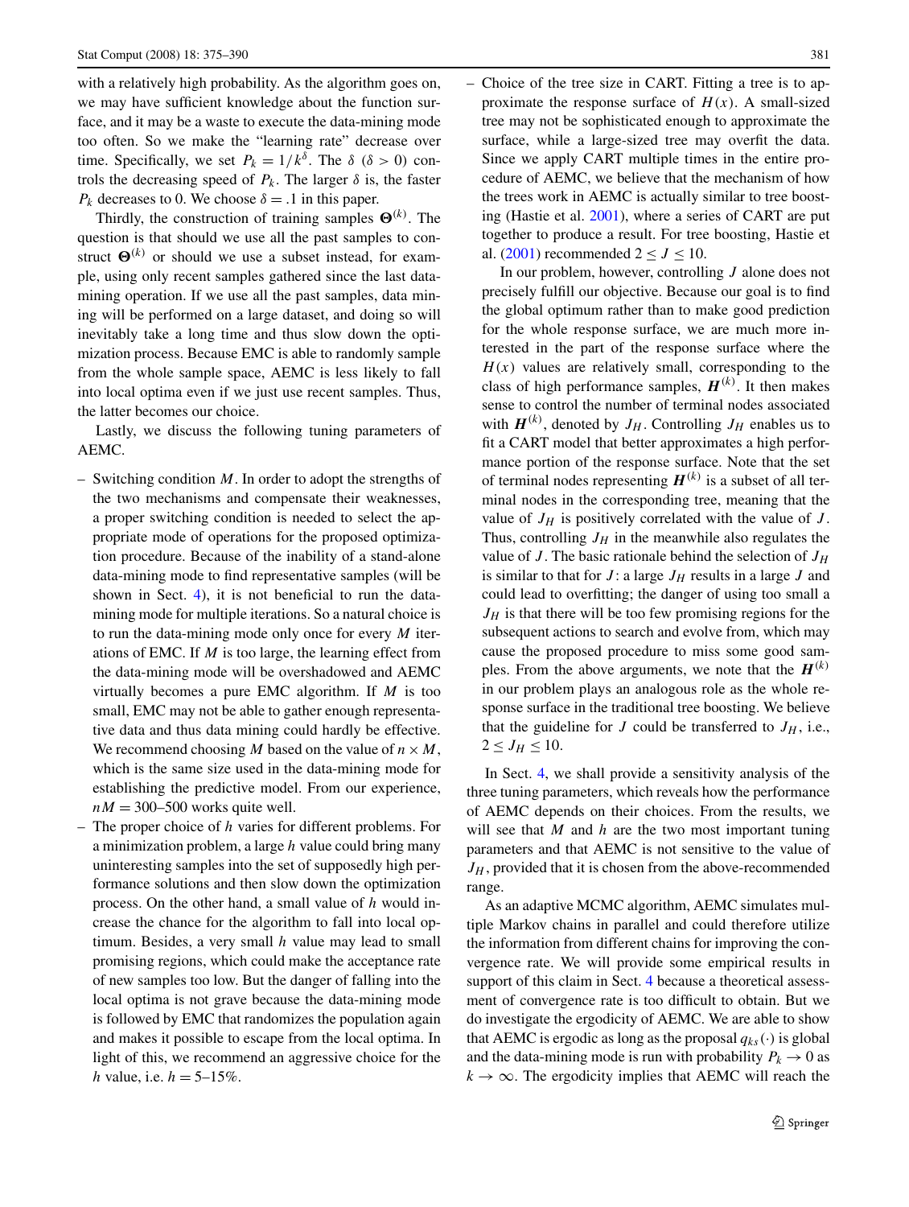with a relatively high probability. As the algorithm goes on, we may have sufficient knowledge about the function surface, and it may be a waste to execute the data-mining mode too often. So we make the "learning rate" decrease over time. Specifically, we set $P_k = 1/k^\delta$. The $\delta$ ($\delta > 0$) controls the decreasing speed of $P_k$. The larger $\delta$ is, the faster $P_k$ decreases to 0. We choose $\delta = .1$ in this paper.

Thirdly, the construction of training samples $\boldsymbol{\Theta}^{(k)}$. The question is that should we use all the past samples to construct $\boldsymbol{\Theta}^{(k)}$ or should we use a subset instead, for example, using only recent samples gathered since the last data-mining operation. If we use all the past samples, data mining will be performed on a large dataset, and doing so will inevitably take a long time and thus slow down the optimization process. Because EMC is able to randomly sample from the whole sample space, AEMC is less likely to fall into local optima even if we just use recent samples. Thus, the latter becomes our choice.

Lastly, we discuss the following tuning parameters of AEMC.

- Switching condition $M$. In order to adopt the strengths of the two mechanisms and compensate their weaknesses, a proper switching condition is needed to select the appropriate mode of operations for the proposed optimization procedure. Because of the inability of a stand-alone data-mining mode to find representative samples (will be shown in Sect. 4), it is not beneficial to run the data-mining mode for multiple iterations. So a natural choice is to run the data-mining mode only once for every $M$ iterations of EMC. If $M$ is too large, the learning effect from the data-mining mode will be overshadowed and AEMC virtually becomes a pure EMC algorithm. If $M$ is too small, EMC may not be able to gather enough representative data and thus data mining could hardly be effective. We recommend choosing $M$ based on the value of $n \times M$, which is the same size used in the data-mining mode for establishing the predictive model. From our experience, $nM = 300$–$500$ works quite well.
- The proper choice of $h$ varies for different problems. For a minimization problem, a large $h$ value could bring many uninteresting samples into the set of supposedly high performance solutions and then slow down the optimization process. On the other hand, a small value of $h$ would increase the chance for the algorithm to fall into local optimum. Besides, a very small $h$ value may lead to small promising regions, which could make the acceptance rate of new samples too low. But the danger of falling into the local optima is not grave because the data-mining mode is followed by EMC that randomizes the population again and makes it possible to escape from the local optima. In light of this, we recommend an aggressive choice for the $h$ value, i.e. $h = 5$–$15\%$.
- Choice of the tree size in CART. Fitting a tree is to approximate the response surface of $H(x)$. A small-sized tree may not be sophisticated enough to approximate the surface, while a large-sized tree may overfit the data. Since we apply CART multiple times in the entire procedure of AEMC, we believe that the mechanism of how the trees work in AEMC is actually similar to tree boosting (Hastie et al. 2001), where a series of CART are put together to produce a result. For tree boosting, Hastie et al. (2001) recommended $2 \le J \le 10$.

In our problem, however, controlling $J$ alone does not precisely fulfill our objective. Because our goal is to find the global optimum rather than to make good prediction for the whole response surface, we are much more interested in the part of the response surface where the $H(x)$ values are relatively small, corresponding to the class of high performance samples, $\boldsymbol{H}^{(k)}$. It then makes sense to control the number of terminal nodes associated with $\boldsymbol{H}^{(k)}$, denoted by $J_H$. Controlling $J_H$ enables us to fit a CART model that better approximates a high performance portion of the response surface. Note that the set of terminal nodes representing $\boldsymbol{H}^{(k)}$ is a subset of all terminal nodes in the corresponding tree, meaning that the value of $J_H$ is positively correlated with the value of $J$. Thus, controlling $J_H$ in the meanwhile also regulates the value of $J$. The basic rationale behind the selection of $J_H$ is similar to that for $J$: a large $J_H$ results in a large $J$ and could lead to overfitting; the danger of using too small a $J_H$ is that there will be too few promising regions for the subsequent actions to search and evolve from, which may cause the proposed procedure to miss some good samples. From the above arguments, we note that the $\boldsymbol{H}^{(k)}$ in our problem plays an analogous role as the whole response surface in the traditional tree boosting. We believe that the guideline for $J$ could be transferred to $J_H$, i.e., $2 \le J_H \le 10$.

In Sect. 4, we shall provide a sensitivity analysis of the three tuning parameters, which reveals how the performance of AEMC depends on their choices. From the results, we will see that $M$ and $h$ are the two most important tuning parameters and that AEMC is not sensitive to the value of $J_H$, provided that it is chosen from the above-recommended range.

As an adaptive MCMC algorithm, AEMC simulates multiple Markov chains in parallel and could therefore utilize the information from different chains for improving the convergence rate. We will provide some empirical results in support of this claim in Sect. 4 because a theoretical assessment of convergence rate is too difficult to obtain. But we do investigate the ergodicity of AEMC. We are able to show that AEMC is ergodic as long as the proposal $q_{ks}(\cdot)$ is global and the data-mining mode is run with probability $P_k \to 0$ as $k \to \infty$. The ergodicity implies that AEMC will reach the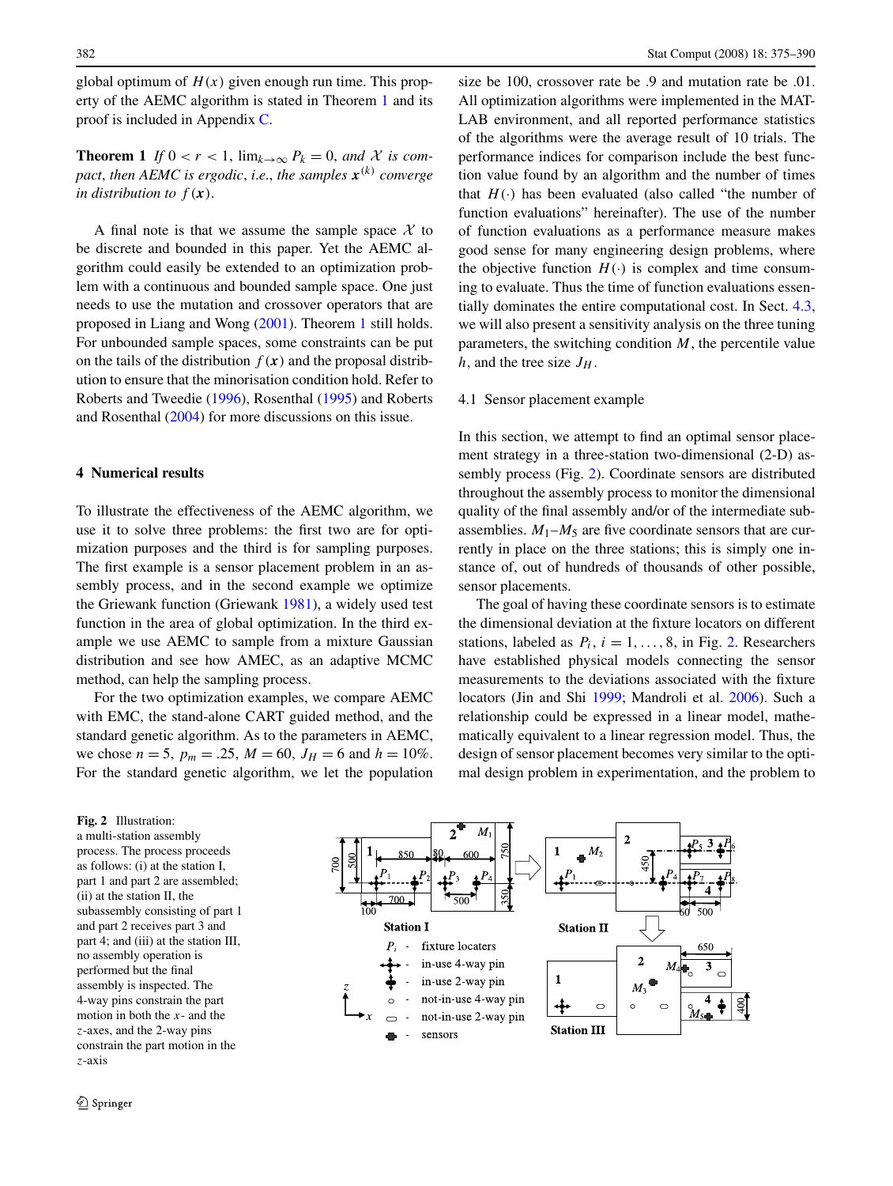global optimum of $H(x)$ given enough run time. This property of the AEMC algorithm is stated in Theorem 1 and its proof is included in Appendix C.

**Theorem 1** *If* $0 < r < 1$, $\lim_{k\to\infty} P_k = 0$, *and* $\mathcal{X}$ *is compact, then AEMC is ergodic, i.e., the samples* $\boldsymbol{x}^{(k)}$ *converge in distribution to* $f(\boldsymbol{x})$.

A final note is that we assume the sample space $\mathcal{X}$ to be discrete and bounded in this paper. Yet the AEMC algorithm could easily be extended to an optimization problem with a continuous and bounded sample space. One just needs to use the mutation and crossover operators that are proposed in Liang and Wong (2001). Theorem 1 still holds. For unbounded sample spaces, some constraints can be put on the tails of the distribution $f(\boldsymbol{x})$ and the proposal distribution to ensure that the minorisation condition hold. Refer to Roberts and Tweedie (1996), Rosenthal (1995) and Roberts and Rosenthal (2004) for more discussions on this issue.

## 4 Numerical results

To illustrate the effectiveness of the AEMC algorithm, we use it to solve three problems: the first two are for optimization purposes and the third is for sampling purposes. The first example is a sensor placement problem in an assembly process, and in the second example we optimize the Griewank function (Griewank 1981), a widely used test function in the area of global optimization. In the third example we use AEMC to sample from a mixture Gaussian distribution and see how AMEC, as an adaptive MCMC method, can help the sampling process.

For the two optimization examples, we compare AEMC with EMC, the stand-alone CART guided method, and the standard genetic algorithm. As to the parameters in AEMC, we chose $n = 5$, $p_m = .25$, $M = 60$, $J_H = 6$ and $h = 10\%$. For the standard genetic algorithm, we let the population size be 100, crossover rate be .9 and mutation rate be .01. All optimization algorithms were implemented in the MATLAB environment, and all reported performance statistics of the algorithms were the average result of 10 trials. The performance indices for comparison include the best function value found by an algorithm and the number of times that $H(\cdot)$ has been evaluated (also called "the number of function evaluations" hereinafter). The use of the number of function evaluations as a performance measure makes good sense for many engineering design problems, where the objective function $H(\cdot)$ is complex and time consuming to evaluate. Thus the time of function evaluations essentially dominates the entire computational cost. In Sect. 4.3, we will also present a sensitivity analysis on the three tuning parameters, the switching condition $M$, the percentile value $h$, and the tree size $J_H$.

### 4.1 Sensor placement example

In this section, we attempt to find an optimal sensor placement strategy in a three-station two-dimensional (2-D) assembly process (Fig. 2). Coordinate sensors are distributed throughout the assembly process to monitor the dimensional quality of the final assembly and/or of the intermediate subassemblies. $M_1$–$M_5$ are five coordinate sensors that are currently in place on the three stations; this is simply one instance of, out of hundreds of thousands of other possible, sensor placements.

The goal of having these coordinate sensors is to estimate the dimensional deviation at the fixture locators on different stations, labeled as $P_i$, $i = 1, \ldots, 8$, in Fig. 2. Researchers have established physical models connecting the sensor measurements to the deviations associated with the fixture locators (Jin and Shi 1999; Mandroli et al. 2006). Such a relationship could be expressed in a linear model, mathematically equivalent to a linear regression model. Thus, the design of sensor placement becomes very similar to the optimal design problem in experimentation, and the problem to

**Fig. 2** Illustration: a multi-station assembly process. The process proceeds as follows: (i) at the station I, part 1 and part 2 are assembled; (ii) at the station II, the subassembly consisting of part 1 and part 2 receives part 3 and part 4; and (iii) at the station III, no assembly operation is performed but the final assembly is inspected. The 4-way pins constrain the part motion in both the $x$- and the $z$-axes, and the 2-way pins constrain the part motion in the $z$-axis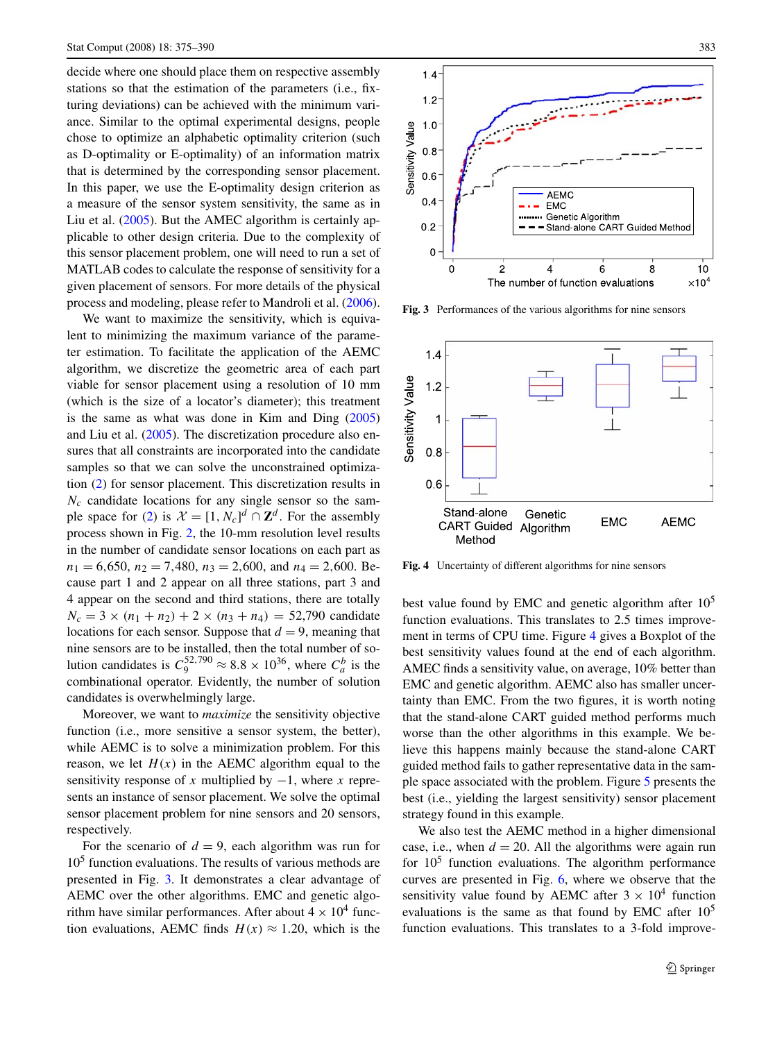decide where one should place them on respective assembly stations so that the estimation of the parameters (i.e., fixturing deviations) can be achieved with the minimum variance. Similar to the optimal experimental designs, people chose to optimize an alphabetic optimality criterion (such as D-optimality or E-optimality) of an information matrix that is determined by the corresponding sensor placement. In this paper, we use the E-optimality design criterion as a measure of the sensor system sensitivity, the same as in Liu et al. (2005). But the AMEC algorithm is certainly applicable to other design criteria. Due to the complexity of this sensor placement problem, one will need to run a set of MATLAB codes to calculate the response of sensitivity for a given placement of sensors. For more details of the physical process and modeling, please refer to Mandroli et al. (2006).

We want to maximize the sensitivity, which is equivalent to minimizing the maximum variance of the parameter estimation. To facilitate the application of the AEMC algorithm, we discretize the geometric area of each part viable for sensor placement using a resolution of 10 mm (which is the size of a locator's diameter); this treatment is the same as what was done in Kim and Ding (2005) and Liu et al. (2005). The discretization procedure also ensures that all constraints are incorporated into the candidate samples so that we can solve the unconstrained optimization (2) for sensor placement. This discretization results in $N_c$ candidate locations for any single sensor so the sample space for (2) is $\mathcal{X} = [1, N_c]^d \cap \mathbf{Z}^d$. For the assembly process shown in Fig. 2, the 10-mm resolution level results in the number of candidate sensor locations on each part as $n_1 = 6{,}650$, $n_2 = 7{,}480$, $n_3 = 2{,}600$, and $n_4 = 2{,}600$. Because part 1 and 2 appear on all three stations, part 3 and 4 appear on the second and third stations, there are totally $N_c = 3 \times (n_1 + n_2) + 2 \times (n_3 + n_4) = 52{,}790$ candidate locations for each sensor. Suppose that $d = 9$, meaning that nine sensors are to be installed, then the total number of solution candidates is $C_9^{52{,}790} \approx 8.8 \times 10^{36}$, where $C_a^b$ is the combinational operator. Evidently, the number of solution candidates is overwhelmingly large.

Moreover, we want to *maximize* the sensitivity objective function (i.e., more sensitive a sensor system, the better), while AEMC is to solve a minimization problem. For this reason, we let $H(x)$ in the AEMC algorithm equal to the sensitivity response of $x$ multiplied by $-1$, where $x$ represents an instance of sensor placement. We solve the optimal sensor placement problem for nine sensors and 20 sensors, respectively.

For the scenario of $d = 9$, each algorithm was run for $10^5$ function evaluations. The results of various methods are presented in Fig. 3. It demonstrates a clear advantage of AEMC over the other algorithms. EMC and genetic algorithm have similar performances. After about $4 \times 10^4$ function evaluations, AEMC finds $H(x) \approx 1.20$, which is the best value found by EMC and genetic algorithm after $10^5$ function evaluations. This translates to 2.5 times improvement in terms of CPU time. Figure 4 gives a Boxplot of the best sensitivity values found at the end of each algorithm. AMEC finds a sensitivity value, on average, 10% better than EMC and genetic algorithm. AEMC also has smaller uncertainty than EMC. From the two figures, it is worth noting that the stand-alone CART guided method performs much worse than the other algorithms in this example. We believe this happens mainly because the stand-alone CART guided method fails to gather representative data in the sample space associated with the problem. Figure 5 presents the best (i.e., yielding the largest sensitivity) sensor placement strategy found in this example.

**Fig. 3** Performances of the various algorithms for nine sensors

**Fig. 4** Uncertainty of different algorithms for nine sensors

We also test the AEMC method in a higher dimensional case, i.e., when $d = 20$. All the algorithms were again run for $10^5$ function evaluations. The algorithm performance curves are presented in Fig. 6, where we observe that the sensitivity value found by AEMC after $3 \times 10^4$ function evaluations is the same as that found by EMC after $10^5$ function evaluations. This translates to a 3-fold improve-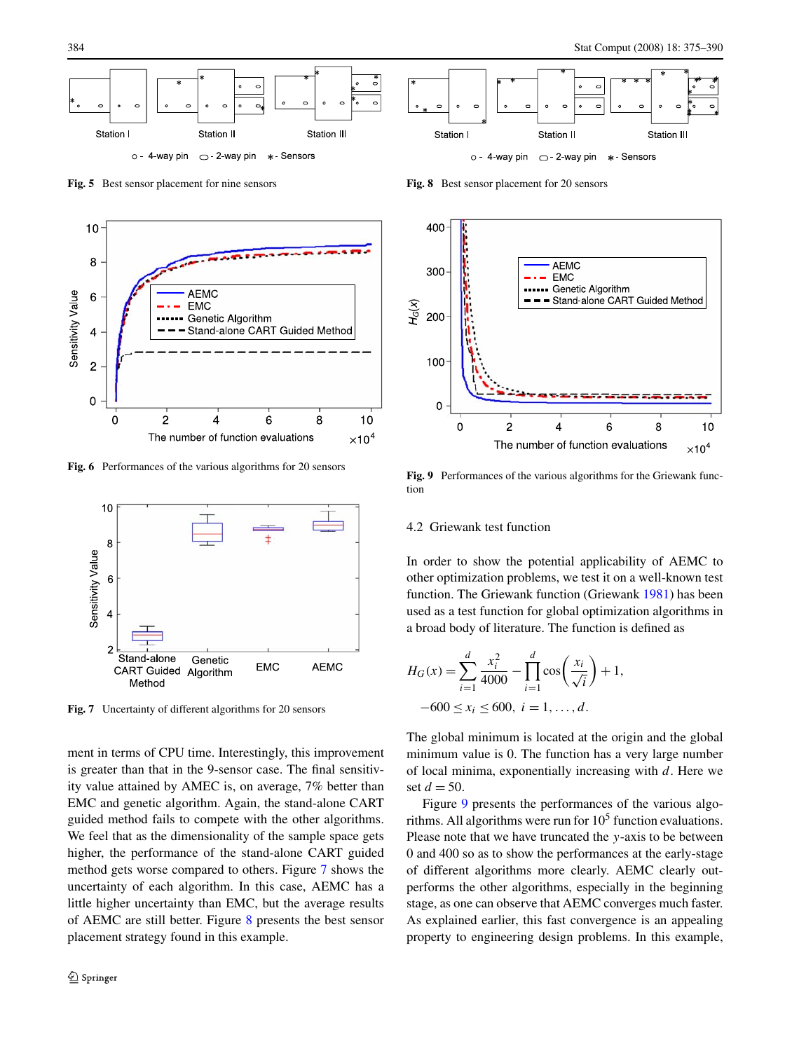Fig. 5 Best sensor placement for nine sensors

Fig. 6 Performances of the various algorithms for 20 sensors

Fig. 7 Uncertainty of different algorithms for 20 sensors

ment in terms of CPU time. Interestingly, this improvement is greater than that in the 9-sensor case. The final sensitivity value attained by AMEC is, on average, 7% better than EMC and genetic algorithm. Again, the stand-alone CART guided method fails to compete with the other algorithms. We feel that as the dimensionality of the sample space gets higher, the performance of the stand-alone CART guided method gets worse compared to others. Figure 7 shows the uncertainty of each algorithm. In this case, AEMC has a little higher uncertainty than EMC, but the average results of AEMC are still better. Figure 8 presents the best sensor placement strategy found in this example.

Fig. 8 Best sensor placement for 20 sensors

Fig. 9 Performances of the various algorithms for the Griewank function

### 4.2 Griewank test function

In order to show the potential applicability of AEMC to other optimization problems, we test it on a well-known test function. The Griewank function (Griewank 1981) has been used as a test function for global optimization algorithms in a broad body of literature. The function is defined as

$$H_G(x) = \sum_{i=1}^{d} \frac{x_i^2}{4000} - \prod_{i=1}^{d} \cos\left(\frac{x_i}{\sqrt{i}}\right) + 1,$$

$$-600 \le x_i \le 600, \; i = 1, \ldots, d.$$

The global minimum is located at the origin and the global minimum value is 0. The function has a very large number of local minima, exponentially increasing with $d$. Here we set $d = 50$.

Figure 9 presents the performances of the various algorithms. All algorithms were run for $10^5$ function evaluations. Please note that we have truncated the $y$-axis to be between 0 and 400 so as to show the performances at the early-stage of different algorithms more clearly. AEMC clearly outperforms the other algorithms, especially in the beginning stage, as one can observe that AEMC converges much faster. As explained earlier, this fast convergence is an appealing property to engineering design problems. In this example,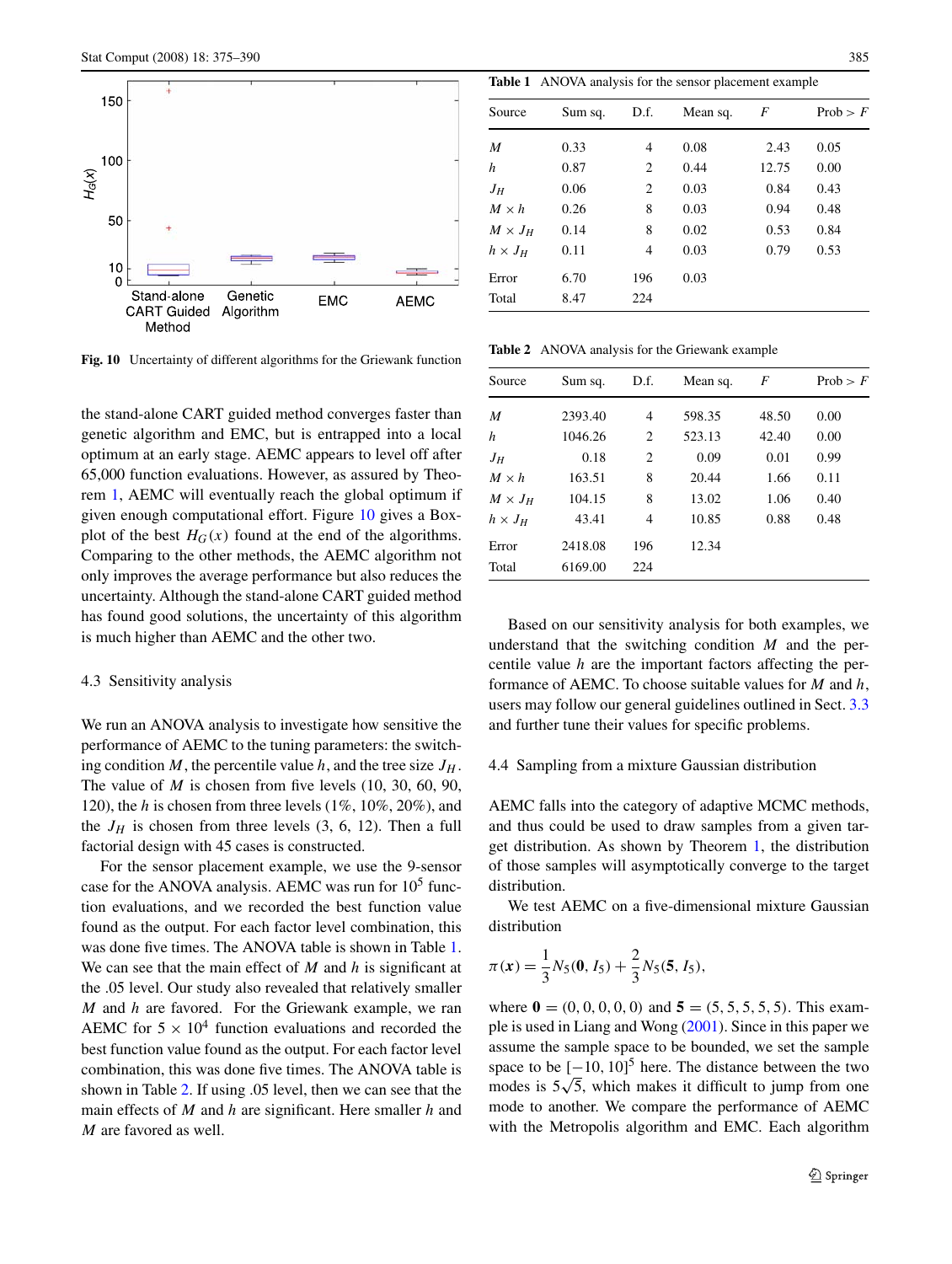Fig. 10 Uncertainty of different algorithms for the Griewank function

the stand-alone CART guided method converges faster than genetic algorithm and EMC, but is entrapped into a local optimum at an early stage. AEMC appears to level off after 65,000 function evaluations. However, as assured by Theorem 1, AEMC will eventually reach the global optimum if given enough computational effort. Figure 10 gives a Boxplot of the best $H_G(x)$ found at the end of the algorithms. Comparing to the other methods, the AEMC algorithm not only improves the average performance but also reduces the uncertainty. Although the stand-alone CART guided method has found good solutions, the uncertainty of this algorithm is much higher than AEMC and the other two.

### 4.3 Sensitivity analysis

We run an ANOVA analysis to investigate how sensitive the performance of AEMC to the tuning parameters: the switching condition $M$, the percentile value $h$, and the tree size $J_H$. The value of $M$ is chosen from five levels (10, 30, 60, 90, 120), the $h$ is chosen from three levels (1%, 10%, 20%), and the $J_H$ is chosen from three levels (3, 6, 12). Then a full factorial design with 45 cases is constructed.

For the sensor placement example, we use the 9-sensor case for the ANOVA analysis. AEMC was run for $10^5$ function evaluations, and we recorded the best function value found as the output. For each factor level combination, this was done five times. The ANOVA table is shown in Table 1. We can see that the main effect of $M$ and $h$ is significant at the .05 level. Our study also revealed that relatively smaller $M$ and $h$ are favored. For the Griewank example, we ran AEMC for $5 \times 10^4$ function evaluations and recorded the best function value found as the output. For each factor level combination, this was done five times. The ANOVA table is shown in Table 2. If using .05 level, then we can see that the main effects of $M$ and $h$ are significant. Here smaller $h$ and $M$ are favored as well.

Table 1 ANOVA analysis for the sensor placement example

| Source | Sum sq. | D.f. | Mean sq. | $F$ | Prob > $F$ |
|---|---|---|---|---|---|
| $M$ | 0.33 | 4 | 0.08 | 2.43 | 0.05 |
| $h$ | 0.87 | 2 | 0.44 | 12.75 | 0.00 |
| $J_H$ | 0.06 | 2 | 0.03 | 0.84 | 0.43 |
| $M \times h$ | 0.26 | 8 | 0.03 | 0.94 | 0.48 |
| $M \times J_H$ | 0.14 | 8 | 0.02 | 0.53 | 0.84 |
| $h \times J_H$ | 0.11 | 4 | 0.03 | 0.79 | 0.53 |
| Error | 6.70 | 196 | 0.03 | | |
| Total | 8.47 | 224 | | | |

Table 2 ANOVA analysis for the Griewank example

| Source | Sum sq. | D.f. | Mean sq. | $F$ | Prob > $F$ |
|---|---|---|---|---|---|
| $M$ | 2393.40 | 4 | 598.35 | 48.50 | 0.00 |
| $h$ | 1046.26 | 2 | 523.13 | 42.40 | 0.00 |
| $J_H$ | 0.18 | 2 | 0.09 | 0.01 | 0.99 |
| $M \times h$ | 163.51 | 8 | 20.44 | 1.66 | 0.11 |
| $M \times J_H$ | 104.15 | 8 | 13.02 | 1.06 | 0.40 |
| $h \times J_H$ | 43.41 | 4 | 10.85 | 0.88 | 0.48 |
| Error | 2418.08 | 196 | 12.34 | | |
| Total | 6169.00 | 224 | | | |

Based on our sensitivity analysis for both examples, we understand that the switching condition $M$ and the percentile value $h$ are the important factors affecting the performance of AEMC. To choose suitable values for $M$ and $h$, users may follow our general guidelines outlined in Sect. 3.3 and further tune their values for specific problems.

### 4.4 Sampling from a mixture Gaussian distribution

AEMC falls into the category of adaptive MCMC methods, and thus could be used to draw samples from a given target distribution. As shown by Theorem 1, the distribution of those samples will asymptotically converge to the target distribution.

We test AEMC on a five-dimensional mixture Gaussian distribution

$$\pi(\boldsymbol{x}) = \frac{1}{3} N_5(\boldsymbol{0}, I_5) + \frac{2}{3} N_5(\boldsymbol{5}, I_5),$$

where $\boldsymbol{0} = (0, 0, 0, 0, 0)$ and $\boldsymbol{5} = (5, 5, 5, 5, 5)$. This example is used in Liang and Wong (2001). Since in this paper we assume the sample space to be bounded, we set the sample space to be $[-10, 10]^5$ here. The distance between the two modes is $5\sqrt{5}$, which makes it difficult to jump from one mode to another. We compare the performance of AEMC with the Metropolis algorithm and EMC. Each algorithm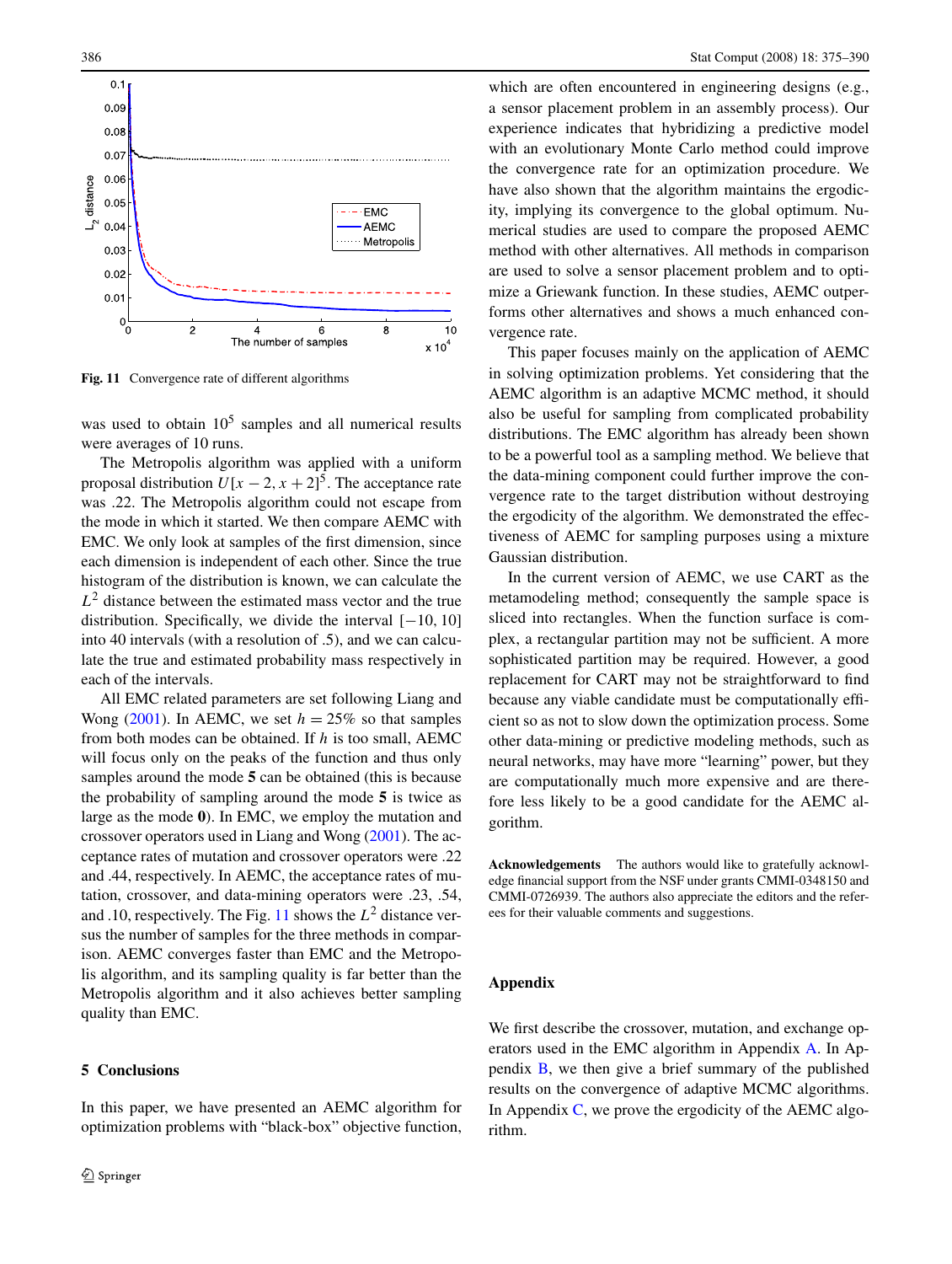0.1
0.09
0.08
0.07
0.06
0.05
0.04
0.03
0.02
0.01
0
$L_2$ distance
0
2
4
6
8
10
The number of samples
x $10^4$
EMC
AEMC
Metropolis

**Fig. 11** Convergence rate of different algorithms

was used to obtain $10^5$ samples and all numerical results were averages of 10 runs.

The Metropolis algorithm was applied with a uniform proposal distribution $U[x-2, x+2]^5$. The acceptance rate was .22. The Metropolis algorithm could not escape from the mode in which it started. We then compare AEMC with EMC. We only look at samples of the first dimension, since each dimension is independent of each other. Since the true histogram of the distribution is known, we can calculate the $L^2$ distance between the estimated mass vector and the true distribution. Specifically, we divide the interval $[-10, 10]$ into 40 intervals (with a resolution of .5), and we can calculate the true and estimated probability mass respectively in each of the intervals.

All EMC related parameters are set following Liang and Wong (2001). In AEMC, we set $h = 25\%$ so that samples from both modes can be obtained. If $h$ is too small, AEMC will focus only on the peaks of the function and thus only samples around the mode **5** can be obtained (this is because the probability of sampling around the mode **5** is twice as large as the mode **0**). In EMC, we employ the mutation and crossover operators used in Liang and Wong (2001). The acceptance rates of mutation and crossover operators were .22 and .44, respectively. In AEMC, the acceptance rates of mutation, crossover, and data-mining operators were .23, .54, and .10, respectively. The Fig. 11 shows the $L^2$ distance versus the number of samples for the three methods in comparison. AEMC converges faster than EMC and the Metropolis algorithm, and its sampling quality is far better than the Metropolis algorithm and it also achieves better sampling quality than EMC.

## 5 Conclusions

In this paper, we have presented an AEMC algorithm for optimization problems with "black-box" objective function, which are often encountered in engineering designs (e.g., a sensor placement problem in an assembly process). Our experience indicates that hybridizing a predictive model with an evolutionary Monte Carlo method could improve the convergence rate for an optimization procedure. We have also shown that the algorithm maintains the ergodicity, implying its convergence to the global optimum. Numerical studies are used to compare the proposed AEMC method with other alternatives. All methods in comparison are used to solve a sensor placement problem and to optimize a Griewank function. In these studies, AEMC outperforms other alternatives and shows a much enhanced convergence rate.

This paper focuses mainly on the application of AEMC in solving optimization problems. Yet considering that the AEMC algorithm is an adaptive MCMC method, it should also be useful for sampling from complicated probability distributions. The EMC algorithm has already been shown to be a powerful tool as a sampling method. We believe that the data-mining component could further improve the convergence rate to the target distribution without destroying the ergodicity of the algorithm. We demonstrated the effectiveness of AEMC for sampling purposes using a mixture Gaussian distribution.

In the current version of AEMC, we use CART as the metamodeling method; consequently the sample space is sliced into rectangles. When the function surface is complex, a rectangular partition may not be sufficient. A more sophisticated partition may be required. However, a good replacement for CART may not be straightforward to find because any viable candidate must be computationally efficient so as not to slow down the optimization process. Some other data-mining or predictive modeling methods, such as neural networks, may have more "learning" power, but they are computationally much more expensive and are therefore less likely to be a good candidate for the AEMC algorithm.

**Acknowledgements** The authors would like to gratefully acknowledge financial support from the NSF under grants CMMI-0348150 and CMMI-0726939. The authors also appreciate the editors and the referees for their valuable comments and suggestions.

## Appendix

We first describe the crossover, mutation, and exchange operators used in the EMC algorithm in Appendix A. In Appendix B, we then give a brief summary of the published results on the convergence of adaptive MCMC algorithms. In Appendix C, we prove the ergodicity of the AEMC algorithm.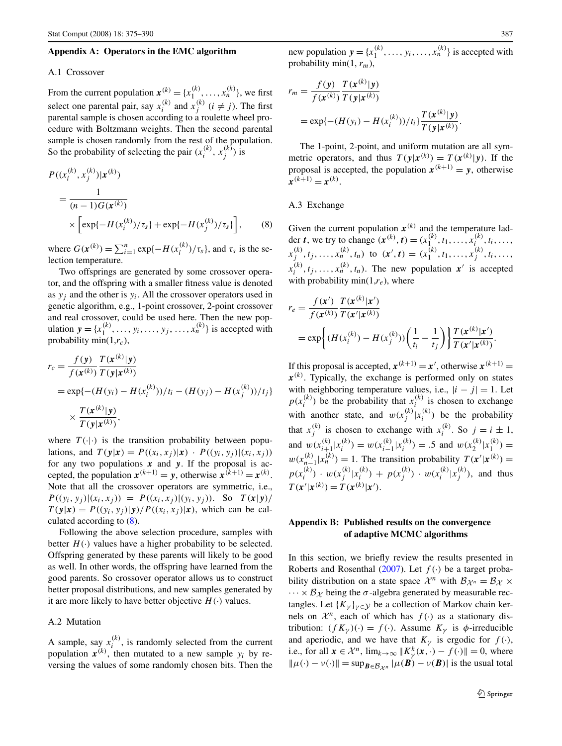## Appendix A: Operators in the EMC algorithm

### A.1 Crossover

From the current population $\boldsymbol{x}^{(k)} = \{x_1^{(k)}, \ldots, x_n^{(k)}\}$, we first select one parental pair, say $x_i^{(k)}$ and $x_j^{(k)}$ $(i \neq j)$. The first parental sample is chosen according to a roulette wheel procedure with Boltzmann weights. Then the second parental sample is chosen randomly from the rest of the population. So the probability of selecting the pair $(x_i^{(k)}, x_j^{(k)})$ is

$$
\begin{aligned}
&P((x_i^{(k)}, x_j^{(k)})|\boldsymbol{x}^{(k)}) \\
&\quad = \frac{1}{(n-1)G(\boldsymbol{x}^{(k)})} \\
&\qquad \times \left[\exp\{-H(x_i^{(k)})/\tau_s\} + \exp\{-H(x_j^{(k)})/\tau_s\}\right], \qquad (8)
\end{aligned}
$$

where $G(\boldsymbol{x}^{(k)}) = \sum_{i=1}^n \exp\{-H(x_i^{(k)})/\tau_s\}$, and $\tau_s$ is the selection temperature.

Two offsprings are generated by some crossover operator, and the offspring with a smaller fitness value is denoted as $y_j$ and the other is $y_i$. All the crossover operators used in genetic algorithm, e.g., 1-point crossover, 2-point crossover and real crossover, could be used here. Then the new population $\boldsymbol{y} = \{x_1^{(k)}, \ldots, y_i, \ldots, y_j, \ldots, x_n^{(k)}\}$ is accepted with probability $\min(1, r_c)$,

$$
\begin{aligned}
r_c &= \frac{f(\boldsymbol{y})}{f(\boldsymbol{x}^{(k)})} \frac{T(\boldsymbol{x}^{(k)}|\boldsymbol{y})}{T(\boldsymbol{y}|\boldsymbol{x}^{(k)})} \\
&= \exp\{-(H(y_i) - H(x_i^{(k)}))/t_i - (H(y_j) - H(x_j^{(k)}))/t_j\} \\
&\quad \times \frac{T(\boldsymbol{x}^{(k)}|\boldsymbol{y})}{T(\boldsymbol{y}|\boldsymbol{x}^{(k)})},
\end{aligned}
$$

where $T(\cdot|\cdot)$ is the transition probability between populations, and $T(\boldsymbol{y}|\boldsymbol{x}) = P((x_i, x_j)|\boldsymbol{x}) \cdot P((y_i, y_j)|(x_i, x_j))$ for any two populations $\boldsymbol{x}$ and $\boldsymbol{y}$. If the proposal is accepted, the population $\boldsymbol{x}^{(k+1)} = \boldsymbol{y}$, otherwise $\boldsymbol{x}^{(k+1)} = \boldsymbol{x}^{(k)}$. Note that all the crossover operators are symmetric, i.e., $P((y_i, y_j)|(x_i, x_j)) = P((x_i, x_j)|(y_i, y_j))$. So $T(\boldsymbol{x}|\boldsymbol{y})/T(\boldsymbol{y}|\boldsymbol{x}) = P((y_i, y_j)|\boldsymbol{y})/P((x_i, x_j)|\boldsymbol{x})$, which can be calculated according to (8).

Following the above selection procedure, samples with better $H(\cdot)$ values have a higher probability to be selected. Offspring generated by these parents will likely to be good as well. In other words, the offspring have learned from the good parents. So crossover operator allows us to construct better proposal distributions, and new samples generated by it are more likely to have better objective $H(\cdot)$ values.

### A.2 Mutation

A sample, say $x_i^{(k)}$, is randomly selected from the current population $\boldsymbol{x}^{(k)}$, then mutated to a new sample $y_i$ by reversing the values of some randomly chosen bits. Then the new population $\boldsymbol{y} = \{x_1^{(k)}, \ldots, y_i, \ldots, x_n^{(k)}\}$ is accepted with probability $\min(1, r_m)$,

$$
\begin{aligned}
r_m &= \frac{f(\boldsymbol{y})}{f(\boldsymbol{x}^{(k)})} \frac{T(\boldsymbol{x}^{(k)}|\boldsymbol{y})}{T(\boldsymbol{y}|\boldsymbol{x}^{(k)})} \\
&= \exp\{-(H(y_i) - H(x_i^{(k)}))/t_i\} \frac{T(\boldsymbol{x}^{(k)}|\boldsymbol{y})}{T(\boldsymbol{y}|\boldsymbol{x}^{(k)})}.
\end{aligned}
$$

The 1-point, 2-point, and uniform mutation are all symmetric operators, and thus $T(\boldsymbol{y}|\boldsymbol{x}^{(k)}) = T(\boldsymbol{x}^{(k)}|\boldsymbol{y})$. If the proposal is accepted, the population $\boldsymbol{x}^{(k+1)} = \boldsymbol{y}$, otherwise $\boldsymbol{x}^{(k+1)} = \boldsymbol{x}^{(k)}$.

### A.3 Exchange

Given the current population $\boldsymbol{x}^{(k)}$ and the temperature ladder $\boldsymbol{t}$, we try to change $(\boldsymbol{x}^{(k)}, \boldsymbol{t}) = (x_1^{(k)}, t_1, \ldots, x_i^{(k)}, t_i, \ldots, x_j^{(k)}, t_j, \ldots, x_n^{(k)}, t_n)$ to $(\boldsymbol{x}', \boldsymbol{t}) = (x_1^{(k)}, t_1, \ldots, x_j^{(k)}, t_i, \ldots, x_i^{(k)}, t_j, \ldots, x_n^{(k)}, t_n)$. The new population $\boldsymbol{x}'$ is accepted with probability $\min(1, r_e)$, where

$$
\begin{aligned}
r_e &= \frac{f(\boldsymbol{x}')}{f(\boldsymbol{x}^{(k)})} \frac{T(\boldsymbol{x}^{(k)}|\boldsymbol{x}')}{T(\boldsymbol{x}'|\boldsymbol{x}^{(k)})} \\
&= \exp\left\{(H(x_i^{(k)}) - H(x_j^{(k)}))\left(\frac{1}{t_i} - \frac{1}{t_j}\right)\right\} \frac{T(\boldsymbol{x}^{(k)}|\boldsymbol{x}')}{T(\boldsymbol{x}'|\boldsymbol{x}^{(k)})}.
\end{aligned}
$$

If this proposal is accepted, $\boldsymbol{x}^{(k+1)} = \boldsymbol{x}'$, otherwise $\boldsymbol{x}^{(k+1)} = \boldsymbol{x}^{(k)}$. Typically, the exchange is performed only on states with neighboring temperature values, i.e., $|i - j| = 1$. Let $p(x_i^{(k)})$ be the probability that $x_i^{(k)}$ is chosen to exchange with another state, and $w(x_j^{(k)}|x_i^{(k)})$ be the probability that $x_j^{(k)}$ is chosen to exchange with $x_i^{(k)}$. So $j = i \pm 1$, and $w(x_{i+1}^{(k)}|x_i^{(k)}) = w(x_{i-1}^{(k)}|x_i^{(k)}) = .5$ and $w(x_2^{(k)}|x_1^{(k)}) = w(x_{n-1}^{(k)}|x_n^{(k)}) = 1$. The transition probability $T(\boldsymbol{x}'|\boldsymbol{x}^{(k)}) = p(x_i^{(k)}) \cdot w(x_j^{(k)}|x_i^{(k)}) + p(x_j^{(k)}) \cdot w(x_i^{(k)}|x_j^{(k)})$, and thus $T(\boldsymbol{x}'|\boldsymbol{x}^{(k)}) = T(\boldsymbol{x}^{(k)}|\boldsymbol{x}')$.

## Appendix B: Published results on the convergence of adaptive MCMC algorithms

In this section, we briefly review the results presented in Roberts and Rosenthal (2007). Let $f(\cdot)$ be a target probability distribution on a state space $\mathcal{X}^n$ with $\mathcal{B}_{\mathcal{X}^n} = \mathcal{B}_{\mathcal{X}} \times \cdots \times \mathcal{B}_{\mathcal{X}}$ being the $\sigma$-algebra generated by measurable rectangles. Let $\{K_\gamma\}_{\gamma \in \mathcal{Y}}$ be a collection of Markov chain kernels on $\mathcal{X}^n$, each of which has $f(\cdot)$ as a stationary distribution: $(fK_\gamma)(\cdot) = f(\cdot)$. Assume $K_\gamma$ is $\phi$-irreducible and aperiodic, and we have that $K_\gamma$ is ergodic for $f(\cdot)$, i.e., for all $\boldsymbol{x} \in \mathcal{X}^n$, $\lim_{k\to\infty} \|K_\gamma^k(\boldsymbol{x}, \cdot) - f(\cdot)\| = 0$, where $\|\mu(\cdot) - \nu(\cdot)\| = \sup_{\boldsymbol{B} \in \mathcal{B}_{\mathcal{X}^n}} |\mu(\boldsymbol{B}) - \nu(\boldsymbol{B})|$ is the usual total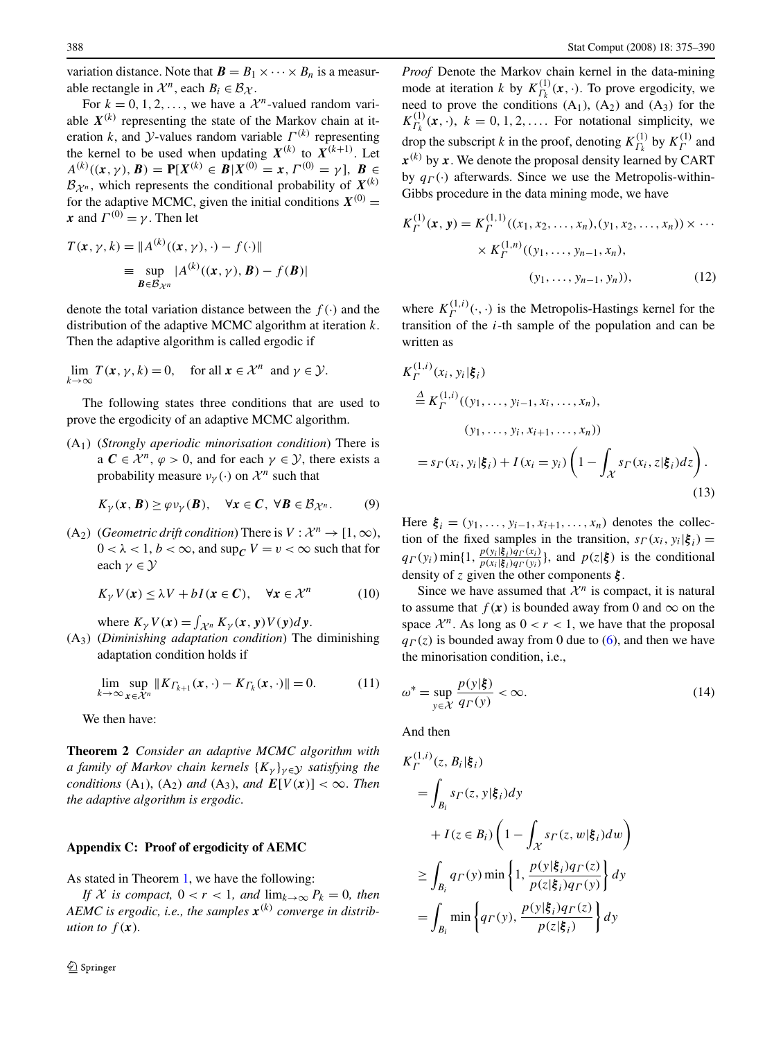variation distance. Note that $\boldsymbol{B} = B_1 \times \cdots \times B_n$ is a measurable rectangle in $\mathcal{X}^n$, each $B_i \in \mathcal{B}_{\mathcal{X}}$.

For $k = 0, 1, 2, \ldots$, we have a $\mathcal{X}^n$-valued random variable $\boldsymbol{X}^{(k)}$ representing the state of the Markov chain at iteration $k$, and $\mathcal{Y}$-values random variable $\Gamma^{(k)}$ representing the kernel to be used when updating $\boldsymbol{X}^{(k)}$ to $\boldsymbol{X}^{(k+1)}$. Let $A^{(k)}((\boldsymbol{x}, \gamma), \boldsymbol{B}) = \mathbf{P}[\boldsymbol{X}^{(k)} \in \boldsymbol{B} | \boldsymbol{X}^{(0)} = \boldsymbol{x}, \Gamma^{(0)} = \gamma]$, $\boldsymbol{B} \in \mathcal{B}_{\mathcal{X}^n}$, which represents the conditional probability of $\boldsymbol{X}^{(k)}$ for the adaptive MCMC, given the initial conditions $\boldsymbol{X}^{(0)} = \boldsymbol{x}$ and $\Gamma^{(0)} = \gamma$. Then let

$$
\begin{aligned}
T(\boldsymbol{x}, \gamma, k) &= \| A^{(k)}((\boldsymbol{x}, \gamma), \cdot) - f(\cdot) \| \\
&\equiv \sup_{\boldsymbol{B} \in \mathcal{B}_{\mathcal{X}^n}} | A^{(k)}((\boldsymbol{x}, \gamma), \boldsymbol{B}) - f(\boldsymbol{B}) |
\end{aligned}
$$

denote the total variation distance between the $f(\cdot)$ and the distribution of the adaptive MCMC algorithm at iteration $k$. Then the adaptive algorithm is called ergodic if

$$
\lim_{k \to \infty} T(\boldsymbol{x}, \gamma, k) = 0, \quad \text{for all } \boldsymbol{x} \in \mathcal{X}^n \text{ and } \gamma \in \mathcal{Y}.
$$

The following states three conditions that are used to prove the ergodicity of an adaptive MCMC algorithm.

($A_1$) (*Strongly aperiodic minorisation condition*) There is a $\boldsymbol{C} \in \mathcal{X}^n$, $\varphi > 0$, and for each $\gamma \in \mathcal{Y}$, there exists a probability measure $\nu_\gamma(\cdot)$ on $\mathcal{X}^n$ such that

$$
K_\gamma(\boldsymbol{x}, \boldsymbol{B}) \geq \varphi \nu_\gamma(\boldsymbol{B}), \quad \forall \boldsymbol{x} \in \boldsymbol{C}, \ \forall \boldsymbol{B} \in \mathcal{B}_{\mathcal{X}^n}. \tag{9}
$$

($A_2$) (*Geometric drift condition*) There is $V : \mathcal{X}^n \to [1, \infty)$, $0 < \lambda < 1$, $b < \infty$, and $\sup_{\boldsymbol{C}} V = v < \infty$ such that for each $\gamma \in \mathcal{Y}$

$$
K_\gamma V(\boldsymbol{x}) \leq \lambda V + b I(\boldsymbol{x} \in \boldsymbol{C}), \quad \forall \boldsymbol{x} \in \mathcal{X}^n \tag{10}
$$

where $K_\gamma V(\boldsymbol{x}) = \int_{\mathcal{X}^n} K_\gamma(\boldsymbol{x}, \boldsymbol{y}) V(\boldsymbol{y}) d\boldsymbol{y}$.

($A_3$) (*Diminishing adaptation condition*) The diminishing adaptation condition holds if

$$
\lim_{k \to \infty} \sup_{\boldsymbol{x} \in \mathcal{X}^n} \| K_{\Gamma_{k+1}}(\boldsymbol{x}, \cdot) - K_{\Gamma_k}(\boldsymbol{x}, \cdot) \| = 0. \tag{11}
$$

We then have:

**Theorem 2** *Consider an adaptive MCMC algorithm with a family of Markov chain kernels $\{K_\gamma\}_{\gamma \in \mathcal{Y}}$ satisfying the conditions* ($A_1$), ($A_2$) *and* ($A_3$), *and $\boldsymbol{E}[V(\boldsymbol{x})] < \infty$. Then the adaptive algorithm is ergodic.*

## Appendix C: Proof of ergodicity of AEMC

As stated in Theorem 1, we have the following:

*If $\mathcal{X}$ is compact, $0 < r < 1$, and $\lim_{k \to \infty} P_k = 0$, then AEMC is ergodic, i.e., the samples $\boldsymbol{x}^{(k)}$ converge in distribution to $f(\boldsymbol{x})$.*

*Proof* Denote the Markov chain kernel in the data-mining mode at iteration $k$ by $K^{(1)}_{\Gamma_k}(\boldsymbol{x}, \cdot)$. To prove ergodicity, we need to prove the conditions ($A_1$), ($A_2$) and ($A_3$) for the $K^{(1)}_{\Gamma_k}(\boldsymbol{x}, \cdot)$, $k = 0, 1, 2, \ldots$. For notational simplicity, we drop the subscript $k$ in the proof, denoting $K^{(1)}_{\Gamma_k}$ by $K^{(1)}_{\Gamma}$ and $\boldsymbol{x}^{(k)}$ by $\boldsymbol{x}$. We denote the proposal density learned by CART by $q_\Gamma(\cdot)$ afterwards. Since we use the Metropolis-within-Gibbs procedure in the data mining mode, we have

$$
\begin{aligned}
K^{(1)}_{\Gamma}(\boldsymbol{x}, \boldsymbol{y}) &= K^{(1,1)}_{\Gamma}((x_1, x_2, \ldots, x_n), (y_1, x_2, \ldots, x_n)) \times \cdots \\
&\quad \times K^{(1,n)}_{\Gamma}((y_1, \ldots, y_{n-1}, x_n), \\
&\qquad (y_1, \ldots, y_{n-1}, y_n)),
\end{aligned} \tag{12}
$$

where $K^{(1,i)}_{\Gamma}(\cdot, \cdot)$ is the Metropolis-Hastings kernel for the transition of the $i$-th sample of the population and can be written as

$$
\begin{aligned}
K^{(1,i)}_{\Gamma}&(x_i, y_i | \boldsymbol{\xi}_i) \\
&\stackrel{\Delta}{=} K^{(1,i)}_{\Gamma}((y_1, \ldots, y_{i-1}, x_i, \ldots, x_n), \\
&\qquad (y_1, \ldots, y_i, x_{i+1}, \ldots, x_n)) \\
&= s_\Gamma(x_i, y_i | \boldsymbol{\xi}_i) + I(x_i = y_i) \left( 1 - \int_{\mathcal{X}} s_\Gamma(x_i, z | \boldsymbol{\xi}_i) dz \right).
\end{aligned} \tag{13}
$$

Here $\boldsymbol{\xi}_i = (y_1, \ldots, y_{i-1}, x_{i+1}, \ldots, x_n)$ denotes the collection of the fixed samples in the transition, $s_\Gamma(x_i, y_i | \boldsymbol{\xi}_i) = q_\Gamma(y_i) \min\{1, \frac{p(y_i|\boldsymbol{\xi}_i) q_\Gamma(x_i)}{p(x_i|\boldsymbol{\xi}_i) q_\Gamma(y_i)}\}$, and $p(z|\boldsymbol{\xi})$ is the conditional density of $z$ given the other components $\boldsymbol{\xi}$.

Since we have assumed that $\mathcal{X}^n$ is compact, it is natural to assume that $f(\boldsymbol{x})$ is bounded away from 0 and $\infty$ on the space $\mathcal{X}^n$. As long as $0 < r < 1$, we have that the proposal $q_\Gamma(z)$ is bounded away from 0 due to (6), and then we have the minorisation condition, i.e.,

$$
\omega^* = \sup_{y \in \mathcal{X}} \frac{p(y|\boldsymbol{\xi})}{q_\Gamma(y)} < \infty. \tag{14}
$$

And then

$$
\begin{aligned}
K^{(1,i)}_{\Gamma}&(z, B_i | \boldsymbol{\xi}_i) \\
&= \int_{B_i} s_\Gamma(z, y | \boldsymbol{\xi}_i) dy \\
&\quad + I(z \in B_i) \left( 1 - \int_{\mathcal{X}} s_\Gamma(z, w | \boldsymbol{\xi}_i) dw \right) \\
&\geq \int_{B_i} q_\Gamma(y) \min\left\{ 1, \frac{p(y|\boldsymbol{\xi}_i) q_\Gamma(z)}{p(z|\boldsymbol{\xi}_i) q_\Gamma(y)} \right\} dy \\
&= \int_{B_i} \min\left\{ q_\Gamma(y), \frac{p(y|\boldsymbol{\xi}_i) q_\Gamma(z)}{p(z|\boldsymbol{\xi}_i)} \right\} dy
\end{aligned}
$$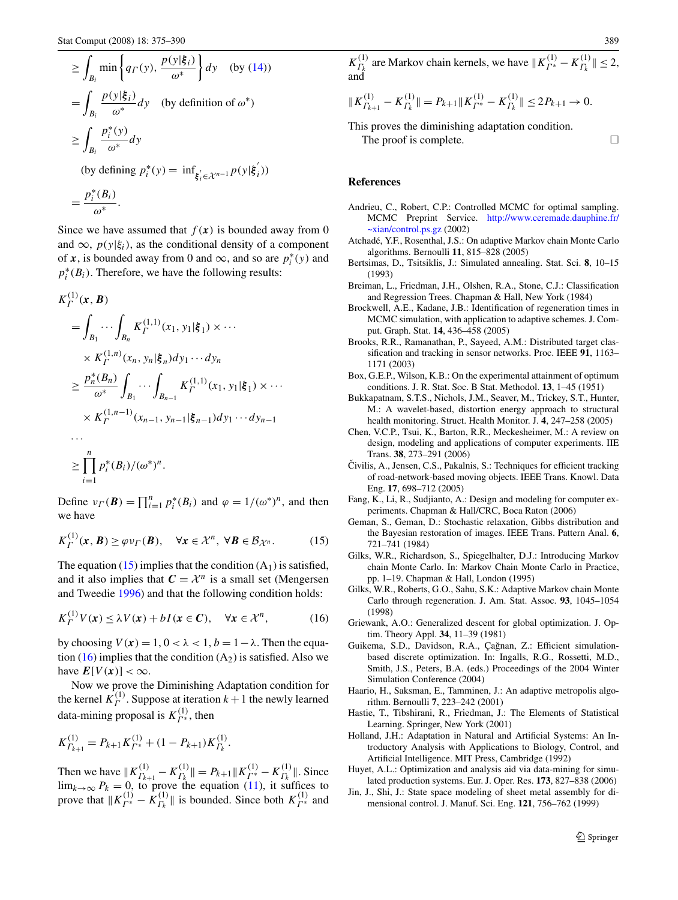$$\geq \int_{B_i} \min\left\{q_\Gamma(y), \frac{p(y|\boldsymbol{\xi}_i)}{\omega^*}\right\} dy \quad \text{(by (14))}$$

$$= \int_{B_i} \frac{p(y|\boldsymbol{\xi}_i)}{\omega^*} dy \quad \text{(by definition of } \omega^*\text{)}$$

$$\geq \int_{B_i} \frac{p_i^*(y)}{\omega^*} dy$$

(by defining $p_i^*(y) = \inf_{\boldsymbol{\xi}_i' \in \mathcal{X}^{n-1}} p(y|\boldsymbol{\xi}_i'))$

$$= \frac{p_i^*(B_i)}{\omega^*}.$$

Since we have assumed that $f(\boldsymbol{x})$ is bounded away from 0 and $\infty$, $p(y|\xi_i)$, as the conditional density of a component of $\boldsymbol{x}$, is bounded away from 0 and $\infty$, and so are $p_i^*(y)$ and $p_i^*(B_i)$. Therefore, we have the following results:

$$K_\Gamma^{(1)}(\boldsymbol{x}, \boldsymbol{B})$$

$$= \int_{B_1} \cdots \int_{B_n} K_\Gamma^{(1,1)}(x_1, y_1|\boldsymbol{\xi}_1) \times \cdots$$

$$\times K_\Gamma^{(1,n)}(x_n, y_n|\boldsymbol{\xi}_n) dy_1 \cdots dy_n$$

$$\geq \frac{p_n^*(B_n)}{\omega^*} \int_{B_1} \cdots \int_{B_{n-1}} K_\Gamma^{(1,1)}(x_1, y_1|\boldsymbol{\xi}_1) \times \cdots$$

$$\times K_\Gamma^{(1,n-1)}(x_{n-1}, y_{n-1}|\boldsymbol{\xi}_{n-1}) dy_1 \cdots dy_{n-1}$$

$$\cdots$$

$$\geq \prod_{i=1}^n p_i^*(B_i)/(\omega^*)^n.$$

Define $\nu_\Gamma(\boldsymbol{B}) = \prod_{i=1}^n p_i^*(B_i)$ and $\varphi = 1/(\omega^*)^n$, and then we have

$$K_\Gamma^{(1)}(\boldsymbol{x}, \boldsymbol{B}) \geq \varphi \nu_\Gamma(\boldsymbol{B}), \quad \forall \boldsymbol{x} \in \mathcal{X}^n, \ \forall \boldsymbol{B} \in \mathcal{B}_{\mathcal{X}^n}. \tag{15}$$

The equation (15) implies that the condition ($A_1$) is satisfied, and it also implies that $\boldsymbol{C} = \mathcal{X}^n$ is a small set (Mengersen and Tweedie 1996) and that the following condition holds:

$$K_\Gamma^{(1)} V(\boldsymbol{x}) \leq \lambda V(\boldsymbol{x}) + bI(\boldsymbol{x} \in \boldsymbol{C}), \quad \forall \boldsymbol{x} \in \mathcal{X}^n, \tag{16}$$

by choosing $V(\boldsymbol{x}) = 1$, $0 < \lambda < 1$, $b = 1 - \lambda$. Then the equation (16) implies that the condition ($A_2$) is satisfied. Also we have $\boldsymbol{E}[V(\boldsymbol{x})] < \infty$.

Now we prove the Diminishing Adaptation condition for the kernel $K_\Gamma^{(1)}$. Suppose at iteration $k+1$ the newly learned data-mining proposal is $K_{\Gamma^*}^{(1)}$, then

$$K_{\Gamma_{k+1}}^{(1)} = P_{k+1} K_{\Gamma^*}^{(1)} + (1 - P_{k+1}) K_{\Gamma_k}^{(1)}.$$

Then we have $\|K_{\Gamma_{k+1}}^{(1)} - K_{\Gamma_k}^{(1)}\| = P_{k+1}\|K_{\Gamma^*}^{(1)} - K_{\Gamma_k}^{(1)}\|$. Since $\lim_{k\to\infty} P_k = 0$, to prove the equation (11), it suffices to prove that $\|K_{\Gamma^*}^{(1)} - K_{\Gamma_k}^{(1)}\|$ is bounded. Since both $K_{\Gamma^*}^{(1)}$ and $K_{\Gamma_k}^{(1)}$ are Markov chain kernels, we have $\|K_{\Gamma^*}^{(1)} - K_{\Gamma_k}^{(1)}\| \leq 2$, and

$$\|K_{\Gamma_{k+1}}^{(1)} - K_{\Gamma_k}^{(1)}\| = P_{k+1}\|K_{\Gamma^*}^{(1)} - K_{\Gamma_k}^{(1)}\| \leq 2P_{k+1} \to 0.$$

This proves the diminishing adaptation condition.

The proof is complete. □

## References

Andrieu, C., Robert, C.P.: Controlled MCMC for optimal sampling. MCMC Preprint Service. http://www.ceremade.dauphine.fr/~xian/control.ps.gz (2002)

Atchadé, Y.F., Rosenthal, J.S.: On adaptive Markov chain Monte Carlo algorithms. Bernoulli **11**, 815–828 (2005)

Bertsimas, D., Tsitsiklis, J.: Simulated annealing. Stat. Sci. **8**, 10–15 (1993)

Breiman, L., Friedman, J.H., Olshen, R.A., Stone, C.J.: Classification and Regression Trees. Chapman & Hall, New York (1984)

Brockwell, A.E., Kadane, J.B.: Identification of regeneration times in MCMC simulation, with application to adaptive schemes. J. Comput. Graph. Stat. **14**, 436–458 (2005)

Brooks, R.R., Ramanathan, P., Sayeed, A.M.: Distributed target classification and tracking in sensor networks. Proc. IEEE **91**, 1163–1171 (2003)

Box, G.E.P., Wilson, K.B.: On the experimental attainment of optimum conditions. J. R. Stat. Soc. B Stat. Methodol. **13**, 1–45 (1951)

Bukkapatnam, S.T.S., Nichols, J.M., Seaver, M., Trickey, S.T., Hunter, M.: A wavelet-based, distortion energy approach to structural health monitoring. Struct. Health Monitor. J. **4**, 247–258 (2005)

Chen, V.C.P., Tsui, K., Barton, R.R., Meckesheimer, M.: A review on design, modeling and applications of computer experiments. IIE Trans. **38**, 273–291 (2006)

Čivilis, A., Jensen, C.S., Pakalnis, S.: Techniques for efficient tracking of road-network-based moving objects. IEEE Trans. Knowl. Data Eng. **17**, 698–712 (2005)

Fang, K., Li, R., Sudjianto, A.: Design and modeling for computer experiments. Chapman & Hall/CRC, Boca Raton (2006)

Geman, S., Geman, D.: Stochastic relaxation, Gibbs distribution and the Bayesian restoration of images. IEEE Trans. Pattern Anal. **6**, 721–741 (1984)

Gilks, W.R., Richardson, S., Spiegelhalter, D.J.: Introducing Markov chain Monte Carlo. In: Markov Chain Monte Carlo in Practice, pp. 1–19. Chapman & Hall, London (1995)

Gilks, W.R., Roberts, G.O., Sahu, S.K.: Adaptive Markov chain Monte Carlo through regeneration. J. Am. Stat. Assoc. **93**, 1045–1054 (1998)

Griewank, A.O.: Generalized descent for global optimization. J. Optim. Theory Appl. **34**, 11–39 (1981)

Guikema, S.D., Davidson, R.A., Çağnan, Z.: Efficient simulation-based discrete optimization. In: Ingalls, R.G., Rossetti, M.D., Smith, J.S., Peters, B.A. (eds.) Proceedings of the 2004 Winter Simulation Conference (2004)

Haario, H., Saksman, E., Tamminen, J.: An adaptive metropolis algorithm. Bernoulli **7**, 223–242 (2001)

Hastie, T., Tibshirani, R., Friedman, J.: The Elements of Statistical Learning. Springer, New York (2001)

Holland, J.H.: Adaptation in Natural and Artificial Systems: An Introductory Analysis with Applications to Biology, Control, and Artificial Intelligence. MIT Press, Cambridge (1992)

Huyet, A.L.: Optimization and analysis aid via data-mining for simulated production systems. Eur. J. Oper. Res. **173**, 827–838 (2006)

Jin, J., Shi, J.: State space modeling of sheet metal assembly for dimensional control. J. Manuf. Sci. Eng. **121**, 756–762 (1999)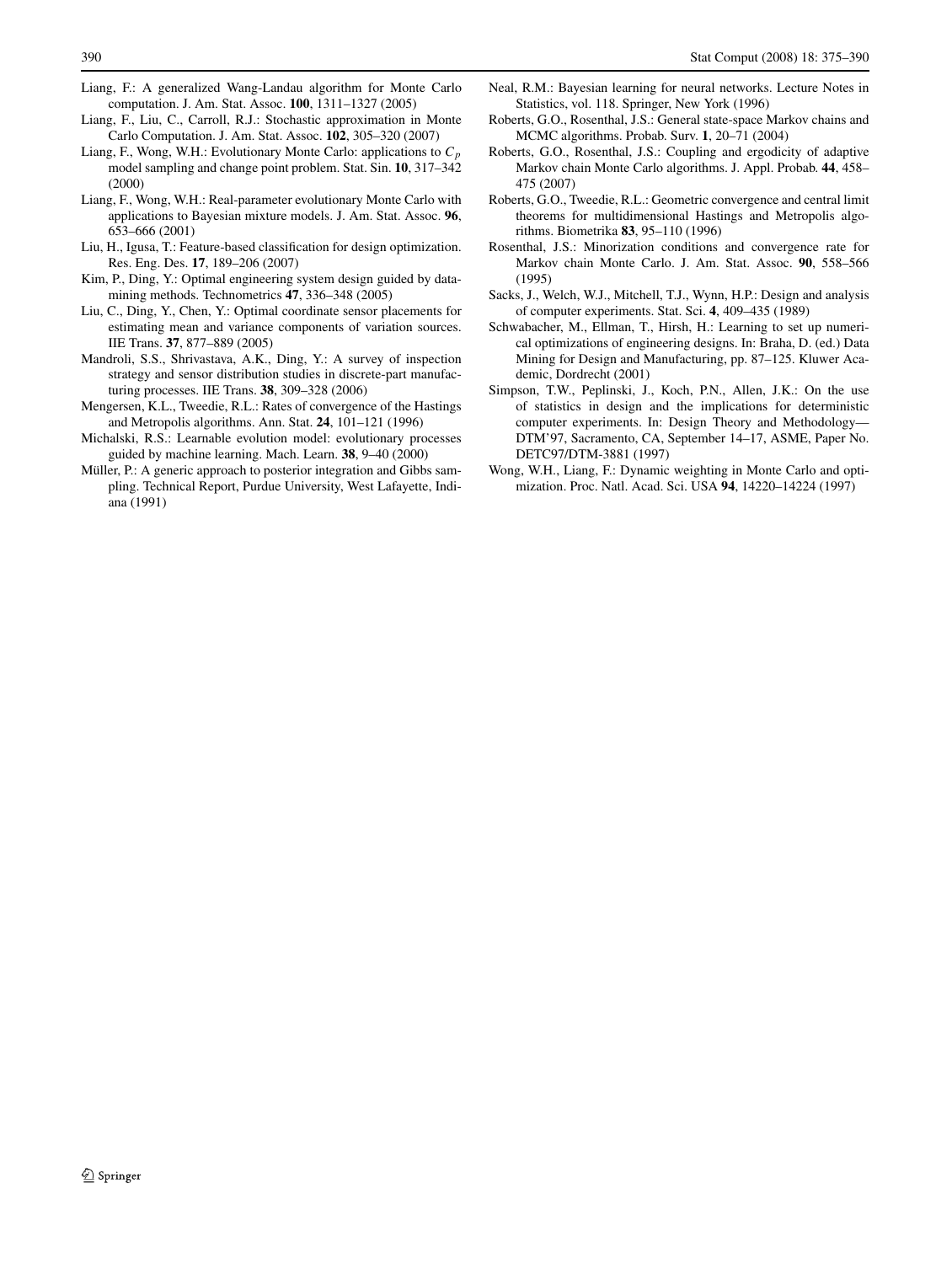Liang, F.: A generalized Wang-Landau algorithm for Monte Carlo computation. J. Am. Stat. Assoc. **100**, 1311–1327 (2005)

Liang, F., Liu, C., Carroll, R.J.: Stochastic approximation in Monte Carlo Computation. J. Am. Stat. Assoc. **102**, 305–320 (2007)

Liang, F., Wong, W.H.: Evolutionary Monte Carlo: applications to $C_p$ model sampling and change point problem. Stat. Sin. **10**, 317–342 (2000)

Liang, F., Wong, W.H.: Real-parameter evolutionary Monte Carlo with applications to Bayesian mixture models. J. Am. Stat. Assoc. **96**, 653–666 (2001)

Liu, H., Igusa, T.: Feature-based classification for design optimization. Res. Eng. Des. **17**, 189–206 (2007)

Kim, P., Ding, Y.: Optimal engineering system design guided by data-mining methods. Technometrics **47**, 336–348 (2005)

Liu, C., Ding, Y., Chen, Y.: Optimal coordinate sensor placements for estimating mean and variance components of variation sources. IIE Trans. **37**, 877–889 (2005)

Mandroli, S.S., Shrivastava, A.K., Ding, Y.: A survey of inspection strategy and sensor distribution studies in discrete-part manufacturing processes. IIE Trans. **38**, 309–328 (2006)

Mengersen, K.L., Tweedie, R.L.: Rates of convergence of the Hastings and Metropolis algorithms. Ann. Stat. **24**, 101–121 (1996)

Michalski, R.S.: Learnable evolution model: evolutionary processes guided by machine learning. Mach. Learn. **38**, 9–40 (2000)

Müller, P.: A generic approach to posterior integration and Gibbs sampling. Technical Report, Purdue University, West Lafayette, Indiana (1991)

Neal, R.M.: Bayesian learning for neural networks. Lecture Notes in Statistics, vol. 118. Springer, New York (1996)

Roberts, G.O., Rosenthal, J.S.: General state-space Markov chains and MCMC algorithms. Probab. Surv. **1**, 20–71 (2004)

Roberts, G.O., Rosenthal, J.S.: Coupling and ergodicity of adaptive Markov chain Monte Carlo algorithms. J. Appl. Probab. **44**, 458–475 (2007)

Roberts, G.O., Tweedie, R.L.: Geometric convergence and central limit theorems for multidimensional Hastings and Metropolis algorithms. Biometrika **83**, 95–110 (1996)

Rosenthal, J.S.: Minorization conditions and convergence rate for Markov chain Monte Carlo. J. Am. Stat. Assoc. **90**, 558–566 (1995)

Sacks, J., Welch, W.J., Mitchell, T.J., Wynn, H.P.: Design and analysis of computer experiments. Stat. Sci. **4**, 409–435 (1989)

Schwabacher, M., Ellman, T., Hirsh, H.: Learning to set up numerical optimizations of engineering designs. In: Braha, D. (ed.) Data Mining for Design and Manufacturing, pp. 87–125. Kluwer Academic, Dordrecht (2001)

Simpson, T.W., Peplinski, J., Koch, P.N., Allen, J.K.: On the use of statistics in design and the implications for deterministic computer experiments. In: Design Theory and Methodology—DTM'97, Sacramento, CA, September 14–17, ASME, Paper No. DETC97/DTM-3881 (1997)

Wong, W.H., Liang, F.: Dynamic weighting in Monte Carlo and optimization. Proc. Natl. Acad. Sci. USA **94**, 14220–14224 (1997)